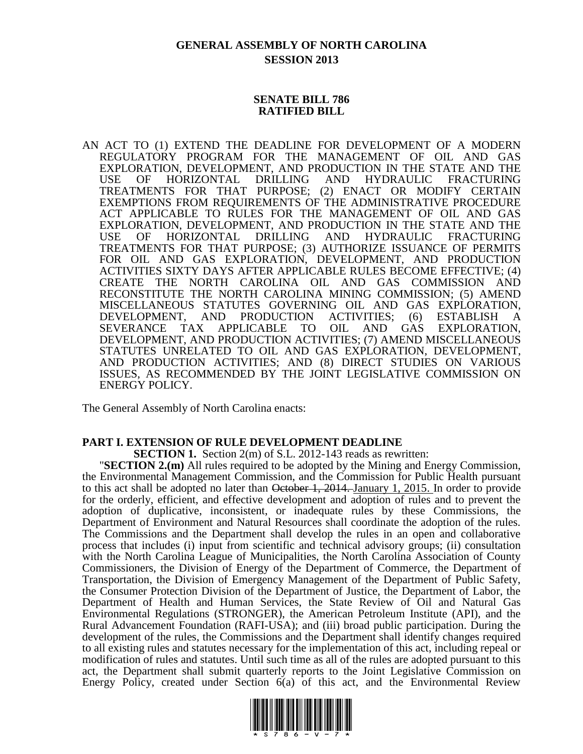**GENERAL ASSEMBLY OF NORTH CAROLINA**
**SESSION 2013**

**SENATE BILL 786**
**RATIFIED BILL**

AN ACT TO (1) EXTEND THE DEADLINE FOR DEVELOPMENT OF A MODERN REGULATORY PROGRAM FOR THE MANAGEMENT OF OIL AND GAS EXPLORATION, DEVELOPMENT, AND PRODUCTION IN THE STATE AND THE USE OF HORIZONTAL DRILLING AND HYDRAULIC FRACTURING TREATMENTS FOR THAT PURPOSE; (2) ENACT OR MODIFY CERTAIN EXEMPTIONS FROM REQUIREMENTS OF THE ADMINISTRATIVE PROCEDURE ACT APPLICABLE TO RULES FOR THE MANAGEMENT OF OIL AND GAS EXPLORATION, DEVELOPMENT, AND PRODUCTION IN THE STATE AND THE USE OF HORIZONTAL DRILLING AND HYDRAULIC FRACTURING TREATMENTS FOR THAT PURPOSE; (3) AUTHORIZE ISSUANCE OF PERMITS FOR OIL AND GAS EXPLORATION, DEVELOPMENT, AND PRODUCTION ACTIVITIES SIXTY DAYS AFTER APPLICABLE RULES BECOME EFFECTIVE; (4) CREATE THE NORTH CAROLINA OIL AND GAS COMMISSION AND RECONSTITUTE THE NORTH CAROLINA MINING COMMISSION; (5) AMEND MISCELLANEOUS STATUTES GOVERNING OIL AND GAS EXPLORATION, DEVELOPMENT, AND PRODUCTION ACTIVITIES; (6) ESTABLISH A SEVERANCE TAX APPLICABLE TO OIL AND GAS EXPLORATION, DEVELOPMENT, AND PRODUCTION ACTIVITIES; (7) AMEND MISCELLANEOUS STATUTES UNRELATED TO OIL AND GAS EXPLORATION, DEVELOPMENT, AND PRODUCTION ACTIVITIES; AND (8) DIRECT STUDIES ON VARIOUS ISSUES, AS RECOMMENDED BY THE JOINT LEGISLATIVE COMMISSION ON ENERGY POLICY.

The General Assembly of North Carolina enacts:

**PART I. EXTENSION OF RULE DEVELOPMENT DEADLINE**

**SECTION 1.** Section 2(m) of S.L. 2012-143 reads as rewritten:

"**SECTION 2.(m)** All rules required to be adopted by the Mining and Energy Commission, the Environmental Management Commission, and the Commission for Public Health pursuant to this act shall be adopted no later than ~~October 1, 2014.~~ January 1, 2015. In order to provide for the orderly, efficient, and effective development and adoption of rules and to prevent the adoption of duplicative, inconsistent, or inadequate rules by these Commissions, the Department of Environment and Natural Resources shall coordinate the adoption of the rules. The Commissions and the Department shall develop the rules in an open and collaborative process that includes (i) input from scientific and technical advisory groups; (ii) consultation with the North Carolina League of Municipalities, the North Carolina Association of County Commissioners, the Division of Energy of the Department of Commerce, the Department of Transportation, the Division of Emergency Management of the Department of Public Safety, the Consumer Protection Division of the Department of Justice, the Department of Labor, the Department of Health and Human Services, the State Review of Oil and Natural Gas Environmental Regulations (STRONGER), the American Petroleum Institute (API), and the Rural Advancement Foundation (RAFI-USA); and (iii) broad public participation. During the development of the rules, the Commissions and the Department shall identify changes required to all existing rules and statutes necessary for the implementation of this act, including repeal or modification of rules and statutes. Until such time as all of the rules are adopted pursuant to this act, the Department shall submit quarterly reports to the Joint Legislative Commission on Energy Policy, created under Section 6(a) of this act, and the Environmental Review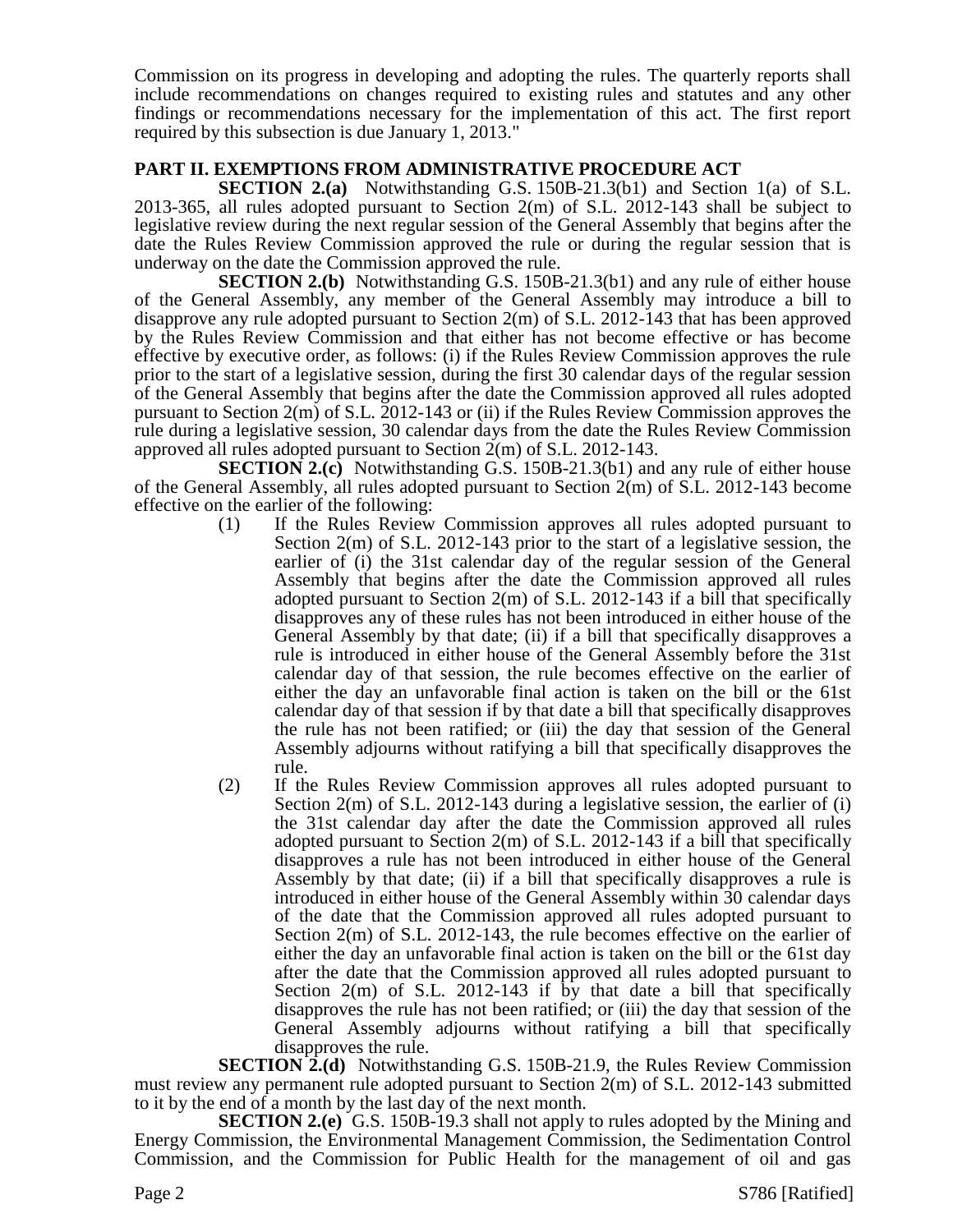Commission on its progress in developing and adopting the rules. The quarterly reports shall include recommendations on changes required to existing rules and statutes and any other findings or recommendations necessary for the implementation of this act. The first report required by this subsection is due January 1, 2013."

## PART II. EXEMPTIONS FROM ADMINISTRATIVE PROCEDURE ACT

**SECTION 2.(a)** Notwithstanding G.S. 150B-21.3(b1) and Section 1(a) of S.L. 2013-365, all rules adopted pursuant to Section 2(m) of S.L. 2012-143 shall be subject to legislative review during the next regular session of the General Assembly that begins after the date the Rules Review Commission approved the rule or during the regular session that is underway on the date the Commission approved the rule.

**SECTION 2.(b)** Notwithstanding G.S. 150B-21.3(b1) and any rule of either house of the General Assembly, any member of the General Assembly may introduce a bill to disapprove any rule adopted pursuant to Section 2(m) of S.L. 2012-143 that has been approved by the Rules Review Commission and that either has not become effective or has become effective by executive order, as follows: (i) if the Rules Review Commission approves the rule prior to the start of a legislative session, during the first 30 calendar days of the regular session of the General Assembly that begins after the date the Commission approved all rules adopted pursuant to Section 2(m) of S.L. 2012-143 or (ii) if the Rules Review Commission approves the rule during a legislative session, 30 calendar days from the date the Rules Review Commission approved all rules adopted pursuant to Section 2(m) of S.L. 2012-143.

**SECTION 2.(c)** Notwithstanding G.S. 150B-21.3(b1) and any rule of either house of the General Assembly, all rules adopted pursuant to Section 2(m) of S.L. 2012-143 become effective on the earlier of the following:

(1) If the Rules Review Commission approves all rules adopted pursuant to Section 2(m) of S.L. 2012-143 prior to the start of a legislative session, the earlier of (i) the 31st calendar day of the regular session of the General Assembly that begins after the date the Commission approved all rules adopted pursuant to Section 2(m) of S.L. 2012-143 if a bill that specifically disapproves any of these rules has not been introduced in either house of the General Assembly by that date; (ii) if a bill that specifically disapproves a rule is introduced in either house of the General Assembly before the 31st calendar day of that session, the rule becomes effective on the earlier of either the day an unfavorable final action is taken on the bill or the 61st calendar day of that session if by that date a bill that specifically disapproves the rule has not been ratified; or (iii) the day that session of the General Assembly adjourns without ratifying a bill that specifically disapproves the rule.

(2) If the Rules Review Commission approves all rules adopted pursuant to Section 2(m) of S.L. 2012-143 during a legislative session, the earlier of (i) the 31st calendar day after the date the Commission approved all rules adopted pursuant to Section 2(m) of S.L. 2012-143 if a bill that specifically disapproves a rule has not been introduced in either house of the General Assembly by that date; (ii) if a bill that specifically disapproves a rule is introduced in either house of the General Assembly within 30 calendar days of the date that the Commission approved all rules adopted pursuant to Section 2(m) of S.L. 2012-143, the rule becomes effective on the earlier of either the day an unfavorable final action is taken on the bill or the 61st day after the date that the Commission approved all rules adopted pursuant to Section 2(m) of S.L. 2012-143 if by that date a bill that specifically disapproves the rule has not been ratified; or (iii) the day that session of the General Assembly adjourns without ratifying a bill that specifically disapproves the rule.

**SECTION 2.(d)** Notwithstanding G.S. 150B-21.9, the Rules Review Commission must review any permanent rule adopted pursuant to Section 2(m) of S.L. 2012-143 submitted to it by the end of a month by the last day of the next month.

**SECTION 2.(e)** G.S. 150B-19.3 shall not apply to rules adopted by the Mining and Energy Commission, the Environmental Management Commission, the Sedimentation Control Commission, and the Commission for Public Health for the management of oil and gas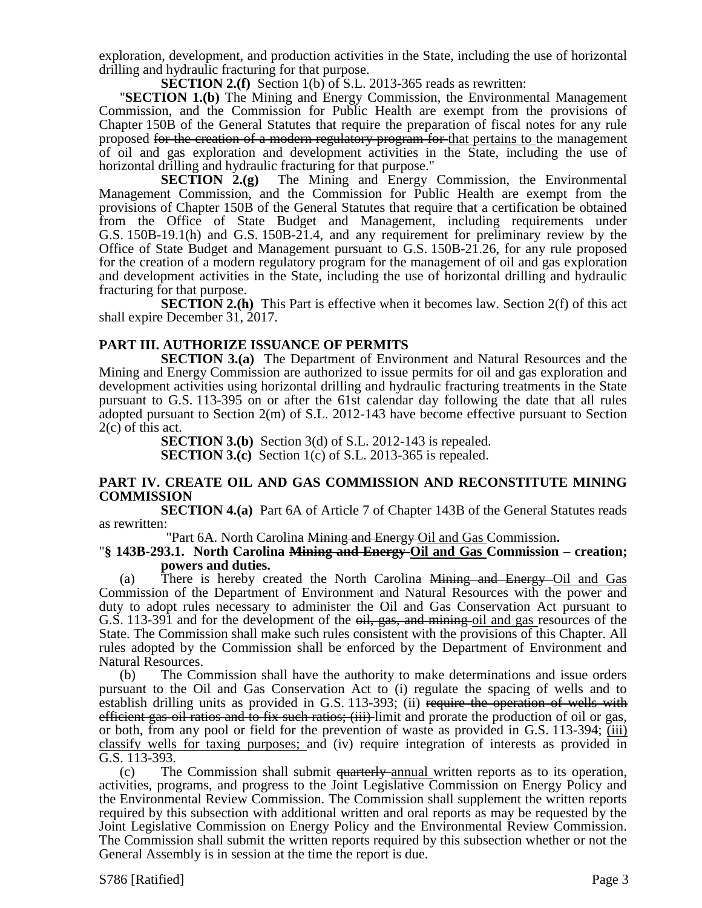exploration, development, and production activities in the State, including the use of horizontal drilling and hydraulic fracturing for that purpose.

**SECTION 2.(f)** Section 1(b) of S.L. 2013-365 reads as rewritten:

"**SECTION 1.(b)** The Mining and Energy Commission, the Environmental Management Commission, and the Commission for Public Health are exempt from the provisions of Chapter 150B of the General Statutes that require the preparation of fiscal notes for any rule proposed ~~for the creation of a modern regulatory program for~~ <u>that pertains to</u> the management of oil and gas exploration and development activities in the State, including the use of horizontal drilling and hydraulic fracturing for that purpose."

**SECTION 2.(g)** The Mining and Energy Commission, the Environmental Management Commission, and the Commission for Public Health are exempt from the provisions of Chapter 150B of the General Statutes that require that a certification be obtained from the Office of State Budget and Management, including requirements under G.S. 150B-19.1(h) and G.S. 150B-21.4, and any requirement for preliminary review by the Office of State Budget and Management pursuant to G.S. 150B-21.26, for any rule proposed for the creation of a modern regulatory program for the management of oil and gas exploration and development activities in the State, including the use of horizontal drilling and hydraulic fracturing for that purpose.

**SECTION 2.(h)** This Part is effective when it becomes law. Section 2(f) of this act shall expire December 31, 2017.

## PART III. AUTHORIZE ISSUANCE OF PERMITS

**SECTION 3.(a)** The Department of Environment and Natural Resources and the Mining and Energy Commission are authorized to issue permits for oil and gas exploration and development activities using horizontal drilling and hydraulic fracturing treatments in the State pursuant to G.S. 113-395 on or after the 61st calendar day following the date that all rules adopted pursuant to Section 2(m) of S.L. 2012-143 have become effective pursuant to Section 2(c) of this act.

**SECTION 3.(b)** Section 3(d) of S.L. 2012-143 is repealed.

**SECTION 3.(c)** Section 1(c) of S.L. 2013-365 is repealed.

## PART IV. CREATE OIL AND GAS COMMISSION AND RECONSTITUTE MINING COMMISSION

**SECTION 4.(a)** Part 6A of Article 7 of Chapter 143B of the General Statutes reads as rewritten:

"Part 6A. North Carolina ~~Mining and Energy~~ <u>Oil and Gas</u> Commission**.**

"**§ 143B-293.1. North Carolina ~~Mining and Energy~~ <u>Oil and Gas</u> Commission – creation; powers and duties.**

(a) There is hereby created the North Carolina ~~Mining and Energy~~ <u>Oil and Gas</u> Commission of the Department of Environment and Natural Resources with the power and duty to adopt rules necessary to administer the Oil and Gas Conservation Act pursuant to G.S. 113-391 and for the development of the ~~oil, gas, and mining~~ <u>oil and gas</u> resources of the State. The Commission shall make such rules consistent with the provisions of this Chapter. All rules adopted by the Commission shall be enforced by the Department of Environment and Natural Resources.

(b) The Commission shall have the authority to make determinations and issue orders pursuant to the Oil and Gas Conservation Act to (i) regulate the spacing of wells and to establish drilling units as provided in G.S. 113-393; (ii) ~~require the operation of wells with efficient gas-oil ratios and to fix such ratios; (iii)~~ limit and prorate the production of oil or gas, or both, from any pool or field for the prevention of waste as provided in G.S. 113-394; <u>(iii) classify wells for taxing purposes;</u> and (iv) require integration of interests as provided in G.S. 113-393.

(c) The Commission shall submit ~~quarterly~~ <u>annual</u> written reports as to its operation, activities, programs, and progress to the Joint Legislative Commission on Energy Policy and the Environmental Review Commission. The Commission shall supplement the written reports required by this subsection with additional written and oral reports as may be requested by the Joint Legislative Commission on Energy Policy and the Environmental Review Commission. The Commission shall submit the written reports required by this subsection whether or not the General Assembly is in session at the time the report is due.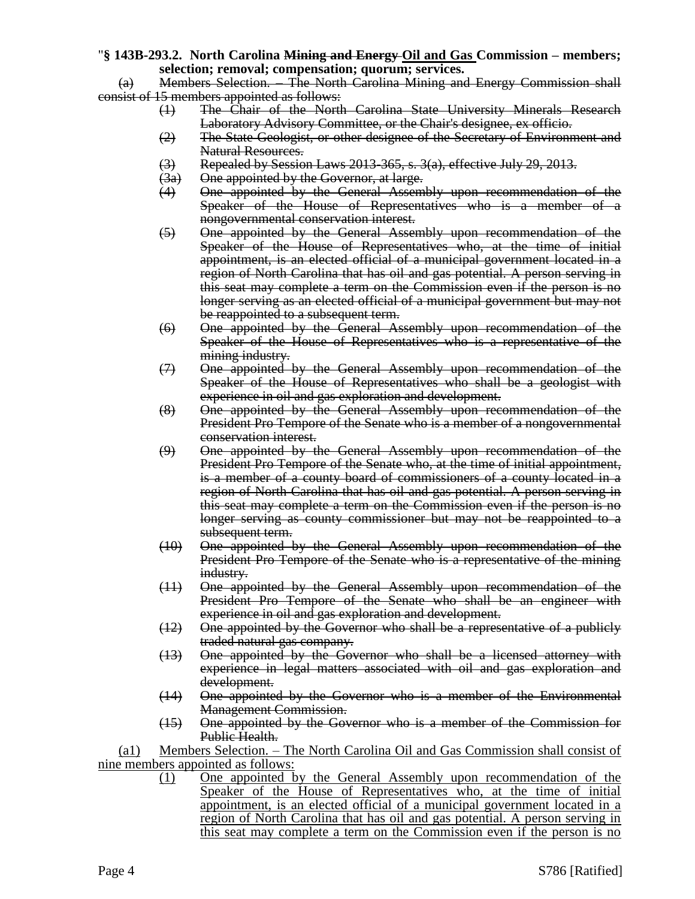"**§ 143B-293.2. North Carolina ~~Mining and Energy~~ <u>Oil and Gas</u> Commission – members; selection; removal; compensation; quorum; services.**

~~(a) Members Selection. – The North Carolina Mining and Energy Commission shall consist of 15 members appointed as follows:~~

~~(1) The Chair of the North Carolina State University Minerals Research Laboratory Advisory Committee, or the Chair's designee, ex officio.~~

~~(2) The State Geologist, or other designee of the Secretary of Environment and Natural Resources.~~

~~(3) Repealed by Session Laws 2013-365, s. 3(a), effective July 29, 2013.~~

~~(3a) One appointed by the Governor, at large.~~

~~(4) One appointed by the General Assembly upon recommendation of the Speaker of the House of Representatives who is a member of a nongovernmental conservation interest.~~

~~(5) One appointed by the General Assembly upon recommendation of the Speaker of the House of Representatives who, at the time of initial appointment, is an elected official of a municipal government located in a region of North Carolina that has oil and gas potential. A person serving in this seat may complete a term on the Commission even if the person is no longer serving as an elected official of a municipal government but may not be reappointed to a subsequent term.~~

~~(6) One appointed by the General Assembly upon recommendation of the Speaker of the House of Representatives who is a representative of the mining industry.~~

~~(7) One appointed by the General Assembly upon recommendation of the Speaker of the House of Representatives who shall be a geologist with experience in oil and gas exploration and development.~~

~~(8) One appointed by the General Assembly upon recommendation of the President Pro Tempore of the Senate who is a member of a nongovernmental conservation interest.~~

~~(9) One appointed by the General Assembly upon recommendation of the President Pro Tempore of the Senate who, at the time of initial appointment, is a member of a county board of commissioners of a county located in a region of North Carolina that has oil and gas potential. A person serving in this seat may complete a term on the Commission even if the person is no longer serving as county commissioner but may not be reappointed to a subsequent term.~~

~~(10) One appointed by the General Assembly upon recommendation of the President Pro Tempore of the Senate who is a representative of the mining industry.~~

~~(11) One appointed by the General Assembly upon recommendation of the President Pro Tempore of the Senate who shall be an engineer with experience in oil and gas exploration and development.~~

~~(12) One appointed by the Governor who shall be a representative of a publicly traded natural gas company.~~

~~(13) One appointed by the Governor who shall be a licensed attorney with experience in legal matters associated with oil and gas exploration and development.~~

~~(14) One appointed by the Governor who is a member of the Environmental Management Commission.~~

~~(15) One appointed by the Governor who is a member of the Commission for Public Health.~~

<u>(a1) Members Selection. – The North Carolina Oil and Gas Commission shall consist of nine members appointed as follows:</u>

<u>(1) One appointed by the General Assembly upon recommendation of the Speaker of the House of Representatives who, at the time of initial appointment, is an elected official of a municipal government located in a region of North Carolina that has oil and gas potential. A person serving in this seat may complete a term on the Commission even if the person is no</u>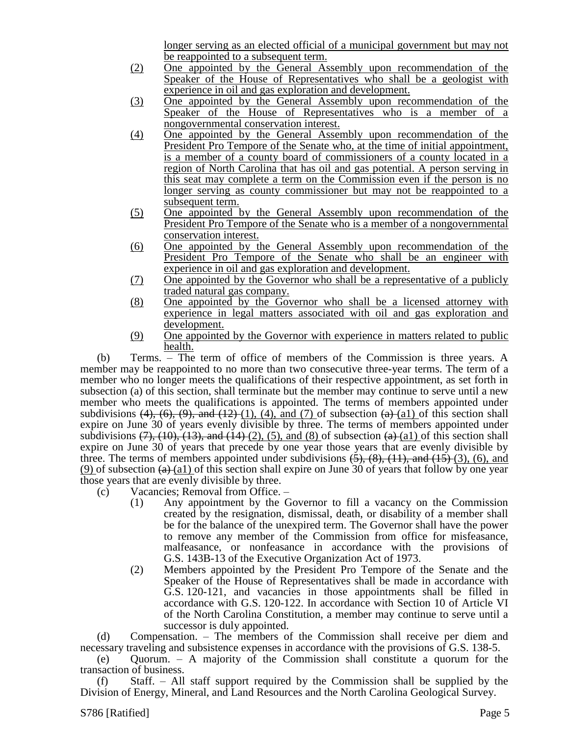longer serving as an elected official of a municipal government but may not be reappointed to a subsequent term.

(2) One appointed by the General Assembly upon recommendation of the Speaker of the House of Representatives who shall be a geologist with experience in oil and gas exploration and development.

(3) One appointed by the General Assembly upon recommendation of the Speaker of the House of Representatives who is a member of a nongovernmental conservation interest.

(4) One appointed by the General Assembly upon recommendation of the President Pro Tempore of the Senate who, at the time of initial appointment, is a member of a county board of commissioners of a county located in a region of North Carolina that has oil and gas potential. A person serving in this seat may complete a term on the Commission even if the person is no longer serving as county commissioner but may not be reappointed to a subsequent term.

(5) One appointed by the General Assembly upon recommendation of the President Pro Tempore of the Senate who is a member of a nongovernmental conservation interest.

(6) One appointed by the General Assembly upon recommendation of the President Pro Tempore of the Senate who shall be an engineer with experience in oil and gas exploration and development.

(7) One appointed by the Governor who shall be a representative of a publicly traded natural gas company.

(8) One appointed by the Governor who shall be a licensed attorney with experience in legal matters associated with oil and gas exploration and development.

(9) One appointed by the Governor with experience in matters related to public health.

(b) Terms. – The term of office of members of the Commission is three years. A member may be reappointed to no more than two consecutive three-year terms. The term of a member who no longer meets the qualifications of their respective appointment, as set forth in subsection (a) of this section, shall terminate but the member may continue to serve until a new member who meets the qualifications is appointed. The terms of members appointed under subdivisions ~~(4), (6), (9), and (12)~~ (1), (4), and (7) of subsection ~~(a)~~ (a1) of this section shall expire on June 30 of years evenly divisible by three. The terms of members appointed under subdivisions ~~(7), (10), (13), and (14)~~ (2), (5), and (8) of subsection ~~(a)~~ (a1) of this section shall expire on June 30 of years that precede by one year those years that are evenly divisible by three. The terms of members appointed under subdivisions ~~(5), (8), (11), and (15)~~ (3), (6), and (9) of subsection ~~(a)~~ (a1) of this section shall expire on June 30 of years that follow by one year those years that are evenly divisible by three.

(c) Vacancies; Removal from Office. –

(1) Any appointment by the Governor to fill a vacancy on the Commission created by the resignation, dismissal, death, or disability of a member shall be for the balance of the unexpired term. The Governor shall have the power to remove any member of the Commission from office for misfeasance, malfeasance, or nonfeasance in accordance with the provisions of G.S. 143B-13 of the Executive Organization Act of 1973.

(2) Members appointed by the President Pro Tempore of the Senate and the Speaker of the House of Representatives shall be made in accordance with G.S. 120-121, and vacancies in those appointments shall be filled in accordance with G.S. 120-122. In accordance with Section 10 of Article VI of the North Carolina Constitution, a member may continue to serve until a successor is duly appointed.

(d) Compensation. – The members of the Commission shall receive per diem and necessary traveling and subsistence expenses in accordance with the provisions of G.S. 138-5.

(e) Quorum. – A majority of the Commission shall constitute a quorum for the transaction of business.

(f) Staff. – All staff support required by the Commission shall be supplied by the Division of Energy, Mineral, and Land Resources and the North Carolina Geological Survey.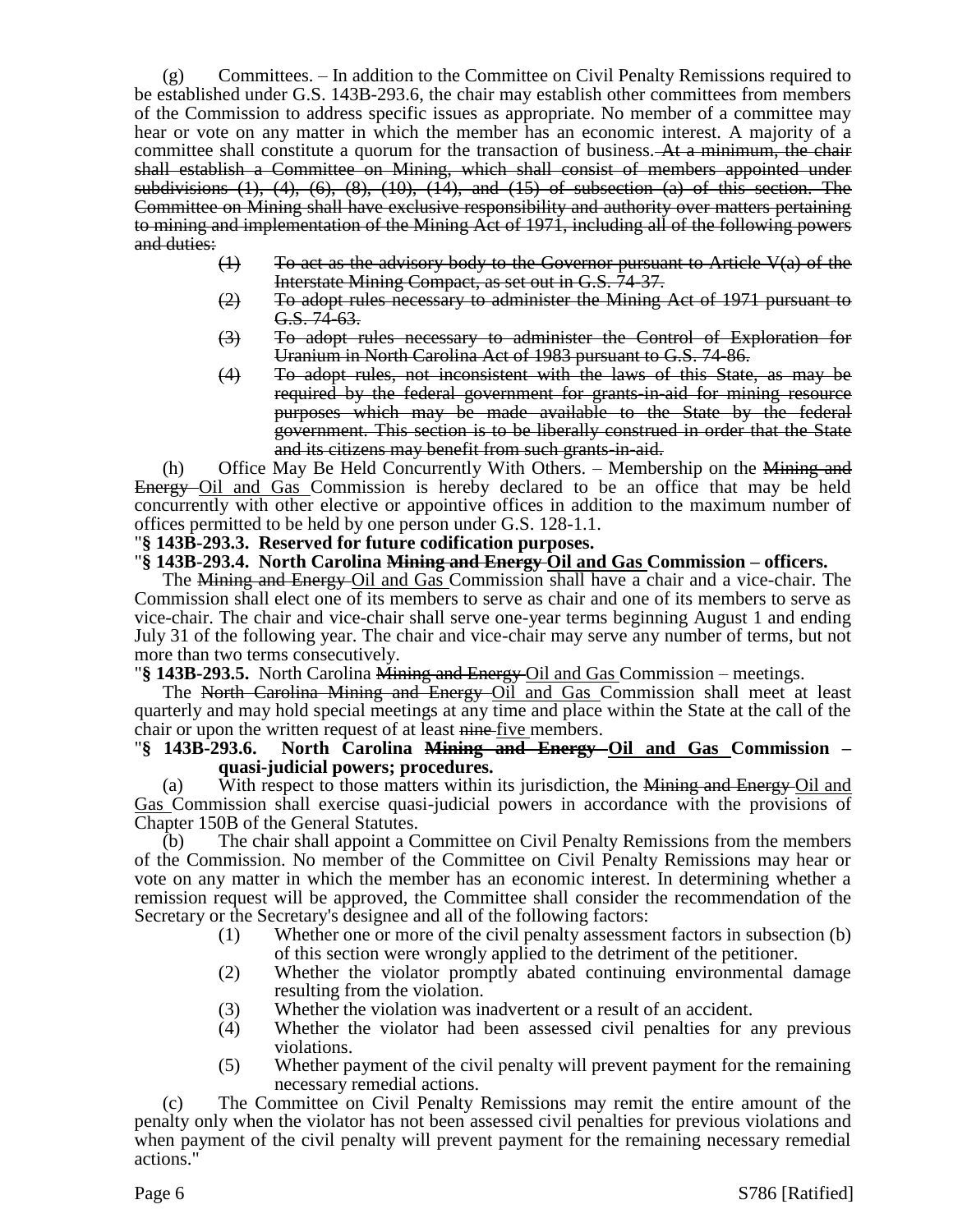(g) Committees. – In addition to the Committee on Civil Penalty Remissions required to be established under G.S. 143B-293.6, the chair may establish other committees from members of the Commission to address specific issues as appropriate. No member of a committee may hear or vote on any matter in which the member has an economic interest. A majority of a committee shall constitute a quorum for the transaction of business. ~~At a minimum, the chair shall establish a Committee on Mining, which shall consist of members appointed under subdivisions (1), (4), (6), (8), (10), (14), and (15) of subsection (a) of this section. The Committee on Mining shall have exclusive responsibility and authority over matters pertaining to mining and implementation of the Mining Act of 1971, including all of the following powers and duties:~~

> ~~(1) To act as the advisory body to the Governor pursuant to Article V(a) of the Interstate Mining Compact, as set out in G.S. 74-37.~~
>
> ~~(2) To adopt rules necessary to administer the Mining Act of 1971 pursuant to G.S. 74-63.~~
>
> ~~(3) To adopt rules necessary to administer the Control of Exploration for Uranium in North Carolina Act of 1983 pursuant to G.S. 74-86.~~
>
> ~~(4) To adopt rules, not inconsistent with the laws of this State, as may be required by the federal government for grants-in-aid for mining resource purposes which may be made available to the State by the federal government. This section is to be liberally construed in order that the State and its citizens may benefit from such grants-in-aid.~~

(h) Office May Be Held Concurrently With Others. – Membership on the ~~Mining and Energy~~ <u>Oil and Gas</u> Commission is hereby declared to be an office that may be held concurrently with other elective or appointive offices in addition to the maximum number of offices permitted to be held by one person under G.S. 128-1.1.

"**§ 143B-293.3. Reserved for future codification purposes.**

"**§ 143B-293.4. North Carolina ~~Mining and Energy~~ <u>Oil and Gas</u> Commission – officers.**

The ~~Mining and Energy~~ <u>Oil and Gas</u> Commission shall have a chair and a vice-chair. The Commission shall elect one of its members to serve as chair and one of its members to serve as vice-chair. The chair and vice-chair shall serve one-year terms beginning August 1 and ending July 31 of the following year. The chair and vice-chair may serve any number of terms, but not more than two terms consecutively.

"**§ 143B-293.5.** North Carolina ~~Mining and Energy~~ <u>Oil and Gas</u> Commission – meetings.

The ~~North Carolina Mining and Energy~~ <u>Oil and Gas</u> Commission shall meet at least quarterly and may hold special meetings at any time and place within the State at the call of the chair or upon the written request of at least ~~nine~~ <u>five</u> members.

"**§ 143B-293.6. North Carolina ~~Mining and Energy~~ <u>Oil and Gas</u> Commission – quasi-judicial powers; procedures.**

(a) With respect to those matters within its jurisdiction, the ~~Mining and Energy~~ <u>Oil and Gas</u> Commission shall exercise quasi-judicial powers in accordance with the provisions of Chapter 150B of the General Statutes.

(b) The chair shall appoint a Committee on Civil Penalty Remissions from the members of the Commission. No member of the Committee on Civil Penalty Remissions may hear or vote on any matter in which the member has an economic interest. In determining whether a remission request will be approved, the Committee shall consider the recommendation of the Secretary or the Secretary's designee and all of the following factors:

> (1) Whether one or more of the civil penalty assessment factors in subsection (b) of this section were wrongly applied to the detriment of the petitioner.
>
> (2) Whether the violator promptly abated continuing environmental damage resulting from the violation.
>
> (3) Whether the violation was inadvertent or a result of an accident.
>
> (4) Whether the violator had been assessed civil penalties for any previous violations.
>
> (5) Whether payment of the civil penalty will prevent payment for the remaining necessary remedial actions.

(c) The Committee on Civil Penalty Remissions may remit the entire amount of the penalty only when the violator has not been assessed civil penalties for previous violations and when payment of the civil penalty will prevent payment for the remaining necessary remedial actions."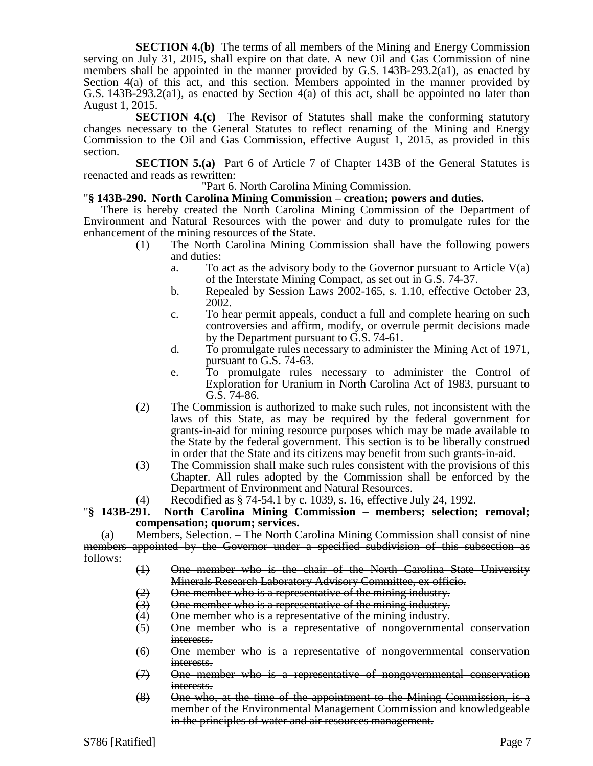**SECTION 4.(b)** The terms of all members of the Mining and Energy Commission serving on July 31, 2015, shall expire on that date. A new Oil and Gas Commission of nine members shall be appointed in the manner provided by G.S. 143B-293.2(a1), as enacted by Section 4(a) of this act, and this section. Members appointed in the manner provided by G.S. 143B-293.2(a1), as enacted by Section 4(a) of this act, shall be appointed no later than August 1, 2015.

**SECTION 4.(c)** The Revisor of Statutes shall make the conforming statutory changes necessary to the General Statutes to reflect renaming of the Mining and Energy Commission to the Oil and Gas Commission, effective August 1, 2015, as provided in this section.

**SECTION 5.(a)** Part 6 of Article 7 of Chapter 143B of the General Statutes is reenacted and reads as rewritten:

"Part 6. North Carolina Mining Commission.

"**§ 143B-290. North Carolina Mining Commission – creation; powers and duties.**

There is hereby created the North Carolina Mining Commission of the Department of Environment and Natural Resources with the power and duty to promulgate rules for the enhancement of the mining resources of the State.

(1) The North Carolina Mining Commission shall have the following powers and duties:

a. To act as the advisory body to the Governor pursuant to Article V(a) of the Interstate Mining Compact, as set out in G.S. 74-37.

b. Repealed by Session Laws 2002-165, s. 1.10, effective October 23, 2002.

c. To hear permit appeals, conduct a full and complete hearing on such controversies and affirm, modify, or overrule permit decisions made by the Department pursuant to G.S. 74-61.

d. To promulgate rules necessary to administer the Mining Act of 1971, pursuant to G.S. 74-63.

e. To promulgate rules necessary to administer the Control of Exploration for Uranium in North Carolina Act of 1983, pursuant to G.S. 74-86.

(2) The Commission is authorized to make such rules, not inconsistent with the laws of this State, as may be required by the federal government for grants-in-aid for mining resource purposes which may be made available to the State by the federal government. This section is to be liberally construed in order that the State and its citizens may benefit from such grants-in-aid.

(3) The Commission shall make such rules consistent with the provisions of this Chapter. All rules adopted by the Commission shall be enforced by the Department of Environment and Natural Resources.

(4) Recodified as § 74-54.1 by c. 1039, s. 16, effective July 24, 1992.

"**§ 143B-291. North Carolina Mining Commission – members; selection; removal; compensation; quorum; services.**

~~(a) Members, Selection. – The North Carolina Mining Commission shall consist of nine members appointed by the Governor under a specified subdivision of this subsection as follows:~~

~~(1) One member who is the chair of the North Carolina State University Minerals Research Laboratory Advisory Committee, ex officio.~~

~~(2) One member who is a representative of the mining industry.~~

~~(3) One member who is a representative of the mining industry.~~

~~(4) One member who is a representative of the mining industry.~~

~~(5) One member who is a representative of nongovernmental conservation interests.~~

~~(6) One member who is a representative of nongovernmental conservation interests.~~

~~(7) One member who is a representative of nongovernmental conservation interests.~~

~~(8) One who, at the time of the appointment to the Mining Commission, is a member of the Environmental Management Commission and knowledgeable in the principles of water and air resources management.~~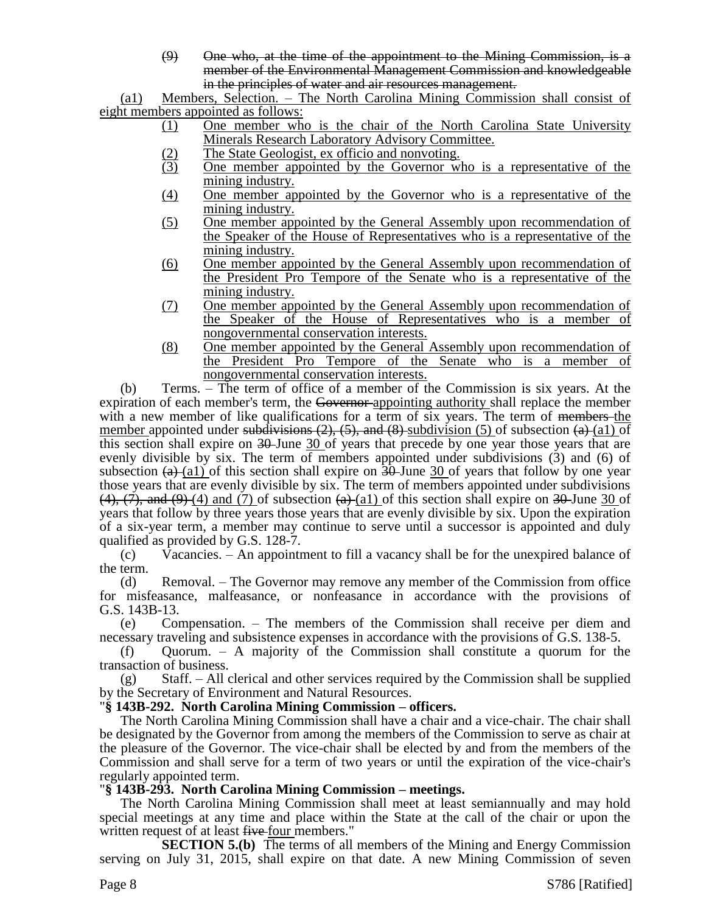(9) ~~One who, at the time of the appointment to the Mining Commission, is a member of the Environmental Management Commission and knowledgeable in the principles of water and air resources management.~~

(a1) <u>Members, Selection. – The North Carolina Mining Commission shall consist of eight members appointed as follows:</u>

(1) <u>One member who is the chair of the North Carolina State University Minerals Research Laboratory Advisory Committee.</u>
(2) <u>The State Geologist, ex officio and nonvoting.</u>
(3) <u>One member appointed by the Governor who is a representative of the mining industry.</u>
(4) <u>One member appointed by the Governor who is a representative of the mining industry.</u>
(5) <u>One member appointed by the General Assembly upon recommendation of the Speaker of the House of Representatives who is a representative of the mining industry.</u>
(6) <u>One member appointed by the General Assembly upon recommendation of the President Pro Tempore of the Senate who is a representative of the mining industry.</u>
(7) <u>One member appointed by the General Assembly upon recommendation of the Speaker of the House of Representatives who is a member of nongovernmental conservation interests.</u>
(8) <u>One member appointed by the General Assembly upon recommendation of the President Pro Tempore of the Senate who is a member of nongovernmental conservation interests.</u>

(b) Terms. – The term of office of a member of the Commission is six years. At the expiration of each member's term, the ~~Governor~~ <u>appointing authority</u> shall replace the member with a new member of like qualifications for a term of six years. The term of ~~members~~ <u>the member</u> appointed under ~~subdivisions (2), (5), and (8)~~ <u>subdivision (5)</u> of subsection ~~(a)~~ <u>(a1)</u> of this section shall expire on ~~30~~ June <u>30</u> of years that precede by one year those years that are evenly divisible by six. The term of members appointed under subdivisions (3) and (6) of subsection ~~(a)~~ <u>(a1)</u> of this section shall expire on ~~30~~ June <u>30</u> of years that follow by one year those years that are evenly divisible by six. The term of members appointed under subdivisions ~~(4), (7), and (9)~~ <u>(4) and (7)</u> of subsection ~~(a)~~ <u>(a1)</u> of this section shall expire on ~~30~~ June <u>30</u> of years that follow by three years those years that are evenly divisible by six. Upon the expiration of a six-year term, a member may continue to serve until a successor is appointed and duly qualified as provided by G.S. 128-7.

(c) Vacancies. – An appointment to fill a vacancy shall be for the unexpired balance of the term.

(d) Removal. – The Governor may remove any member of the Commission from office for misfeasance, malfeasance, or nonfeasance in accordance with the provisions of G.S. 143B-13.

(e) Compensation. – The members of the Commission shall receive per diem and necessary traveling and subsistence expenses in accordance with the provisions of G.S. 138-5.

(f) Quorum. – A majority of the Commission shall constitute a quorum for the transaction of business.

(g) Staff. – All clerical and other services required by the Commission shall be supplied by the Secretary of Environment and Natural Resources.

"**§ 143B-292. North Carolina Mining Commission – officers.**

The North Carolina Mining Commission shall have a chair and a vice-chair. The chair shall be designated by the Governor from among the members of the Commission to serve as chair at the pleasure of the Governor. The vice-chair shall be elected by and from the members of the Commission and shall serve for a term of two years or until the expiration of the vice-chair's regularly appointed term.

"**§ 143B-293. North Carolina Mining Commission – meetings.**

The North Carolina Mining Commission shall meet at least semiannually and may hold special meetings at any time and place within the State at the call of the chair or upon the written request of at least ~~five~~ <u>four</u> members."

**SECTION 5.(b)** The terms of all members of the Mining and Energy Commission serving on July 31, 2015, shall expire on that date. A new Mining Commission of seven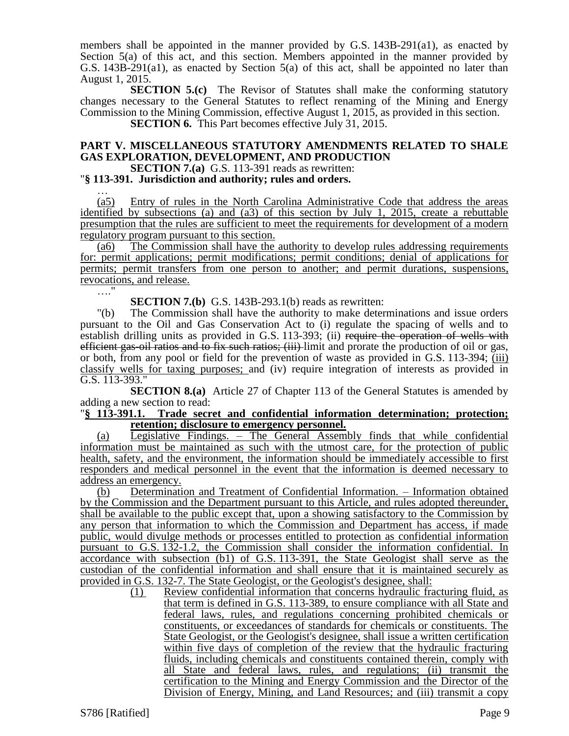members shall be appointed in the manner provided by G.S. 143B-291(a1), as enacted by Section 5(a) of this act, and this section. Members appointed in the manner provided by G.S. 143B-291(a1), as enacted by Section 5(a) of this act, shall be appointed no later than August 1, 2015.

**SECTION 5.(c)** The Revisor of Statutes shall make the conforming statutory changes necessary to the General Statutes to reflect renaming of the Mining and Energy Commission to the Mining Commission, effective August 1, 2015, as provided in this section.

**SECTION 6.** This Part becomes effective July 31, 2015.

**PART V. MISCELLANEOUS STATUTORY AMENDMENTS RELATED TO SHALE GAS EXPLORATION, DEVELOPMENT, AND PRODUCTION**

**SECTION 7.(a)** G.S. 113-391 reads as rewritten:

"**§ 113-391. Jurisdiction and authority; rules and orders.**

…

<u>(a5) Entry of rules in the North Carolina Administrative Code that address the areas identified by subsections (a) and (a3) of this section by July 1, 2015, create a rebuttable presumption that the rules are sufficient to meet the requirements for development of a modern regulatory program pursuant to this section.</u>

<u>(a6) The Commission shall have the authority to develop rules addressing requirements for: permit applications; permit modifications; permit conditions; denial of applications for permits; permit transfers from one person to another; and permit durations, suspensions, revocations, and release.</u>

…."

**SECTION 7.(b)** G.S. 143B-293.1(b) reads as rewritten:

"(b) The Commission shall have the authority to make determinations and issue orders pursuant to the Oil and Gas Conservation Act to (i) regulate the spacing of wells and to establish drilling units as provided in G.S. 113-393; (ii) ~~require the operation of wells with efficient gas-oil ratios and to fix such ratios; (iii)~~ limit and prorate the production of oil or gas, or both, from any pool or field for the prevention of waste as provided in G.S. 113-394; <u>(iii) classify wells for taxing purposes;</u> and (iv) require integration of interests as provided in G.S. 113-393."

**SECTION 8.(a)** Article 27 of Chapter 113 of the General Statutes is amended by adding a new section to read:

"<u>**§ 113-391.1. Trade secret and confidential information determination; protection; retention; disclosure to emergency personnel.**</u>

<u>(a) Legislative Findings. – The General Assembly finds that while confidential information must be maintained as such with the utmost care, for the protection of public health, safety, and the environment, the information should be immediately accessible to first responders and medical personnel in the event that the information is deemed necessary to address an emergency.</u>

<u>(b) Determination and Treatment of Confidential Information. – Information obtained by the Commission and the Department pursuant to this Article, and rules adopted thereunder, shall be available to the public except that, upon a showing satisfactory to the Commission by any person that information to which the Commission and Department has access, if made public, would divulge methods or processes entitled to protection as confidential information pursuant to G.S. 132-1.2, the Commission shall consider the information confidential. In accordance with subsection (b1) of G.S. 113-391, the State Geologist shall serve as the custodian of the confidential information and shall ensure that it is maintained securely as provided in G.S. 132-7. The State Geologist, or the Geologist's designee, shall:</u>

<u>(1) Review confidential information that concerns hydraulic fracturing fluid, as that term is defined in G.S. 113-389, to ensure compliance with all State and federal laws, rules, and regulations concerning prohibited chemicals or constituents, or exceedances of standards for chemicals or constituents. The State Geologist, or the Geologist's designee, shall issue a written certification within five days of completion of the review that the hydraulic fracturing fluids, including chemicals and constituents contained therein, comply with all State and federal laws, rules, and regulations; (ii) transmit the certification to the Mining and Energy Commission and the Director of the Division of Energy, Mining, and Land Resources; and (iii) transmit a copy</u>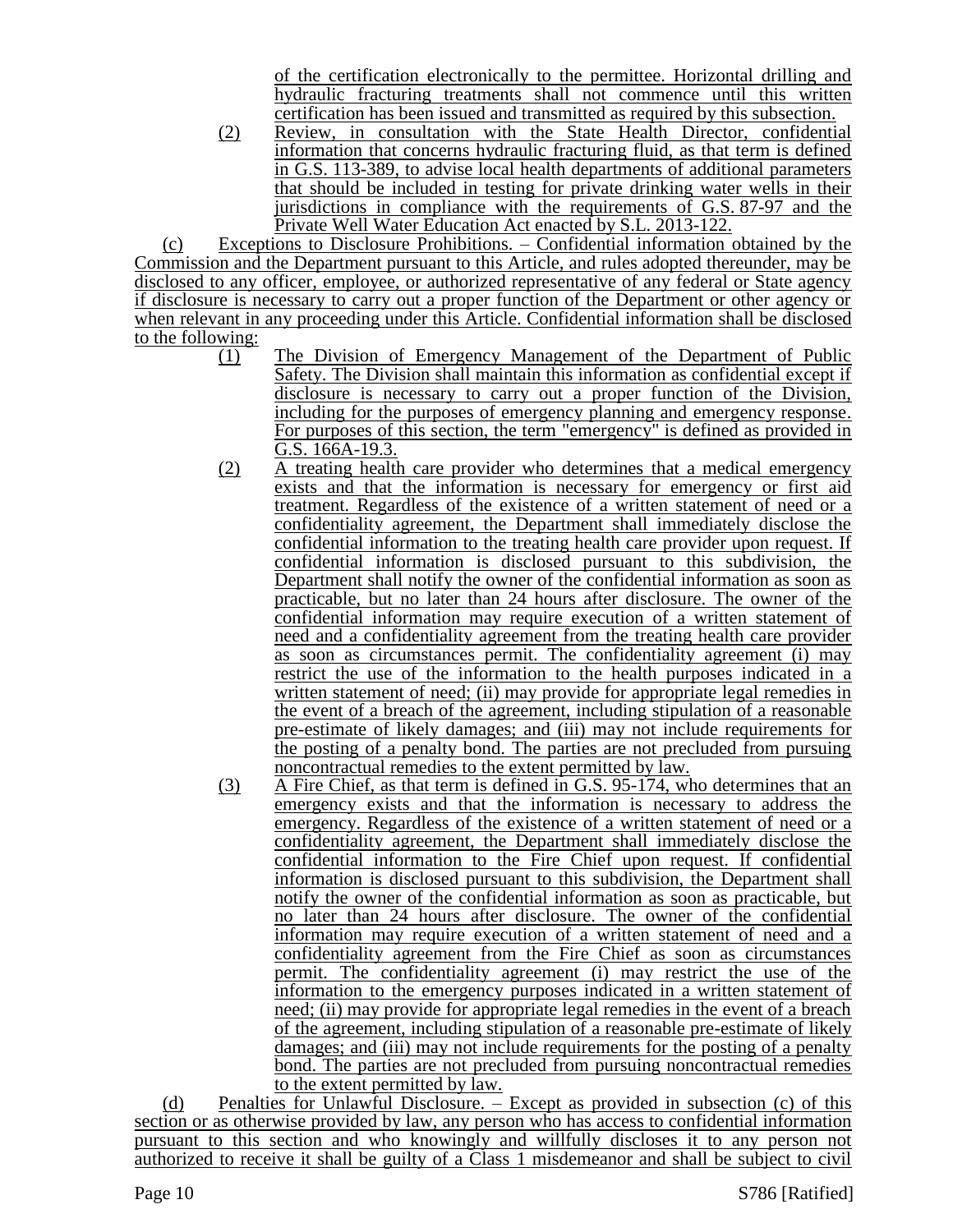of the certification electronically to the permittee. Horizontal drilling and hydraulic fracturing treatments shall not commence until this written certification has been issued and transmitted as required by this subsection.

(2) Review, in consultation with the State Health Director, confidential information that concerns hydraulic fracturing fluid, as that term is defined in G.S. 113-389, to advise local health departments of additional parameters that should be included in testing for private drinking water wells in their jurisdictions in compliance with the requirements of G.S. 87-97 and the Private Well Water Education Act enacted by S.L. 2013-122.

(c) Exceptions to Disclosure Prohibitions. – Confidential information obtained by the Commission and the Department pursuant to this Article, and rules adopted thereunder, may be disclosed to any officer, employee, or authorized representative of any federal or State agency if disclosure is necessary to carry out a proper function of the Department or other agency or when relevant in any proceeding under this Article. Confidential information shall be disclosed to the following:

(1) The Division of Emergency Management of the Department of Public Safety. The Division shall maintain this information as confidential except if disclosure is necessary to carry out a proper function of the Division, including for the purposes of emergency planning and emergency response. For purposes of this section, the term "emergency" is defined as provided in G.S. 166A-19.3.

(2) A treating health care provider who determines that a medical emergency exists and that the information is necessary for emergency or first aid treatment. Regardless of the existence of a written statement of need or a confidentiality agreement, the Department shall immediately disclose the confidential information to the treating health care provider upon request. If confidential information is disclosed pursuant to this subdivision, the Department shall notify the owner of the confidential information as soon as practicable, but no later than 24 hours after disclosure. The owner of the confidential information may require execution of a written statement of need and a confidentiality agreement from the treating health care provider as soon as circumstances permit. The confidentiality agreement (i) may restrict the use of the information to the health purposes indicated in a written statement of need; (ii) may provide for appropriate legal remedies in the event of a breach of the agreement, including stipulation of a reasonable pre-estimate of likely damages; and (iii) may not include requirements for the posting of a penalty bond. The parties are not precluded from pursuing noncontractual remedies to the extent permitted by law.

(3) A Fire Chief, as that term is defined in G.S. 95-174, who determines that an emergency exists and that the information is necessary to address the emergency. Regardless of the existence of a written statement of need or a confidentiality agreement, the Department shall immediately disclose the confidential information to the Fire Chief upon request. If confidential information is disclosed pursuant to this subdivision, the Department shall notify the owner of the confidential information as soon as practicable, but no later than 24 hours after disclosure. The owner of the confidential information may require execution of a written statement of need and a confidentiality agreement from the Fire Chief as soon as circumstances permit. The confidentiality agreement (i) may restrict the use of the information to the emergency purposes indicated in a written statement of need; (ii) may provide for appropriate legal remedies in the event of a breach of the agreement, including stipulation of a reasonable pre-estimate of likely damages; and (iii) may not include requirements for the posting of a penalty bond. The parties are not precluded from pursuing noncontractual remedies to the extent permitted by law.

(d) Penalties for Unlawful Disclosure. – Except as provided in subsection (c) of this section or as otherwise provided by law, any person who has access to confidential information pursuant to this section and who knowingly and willfully discloses it to any person not authorized to receive it shall be guilty of a Class 1 misdemeanor and shall be subject to civil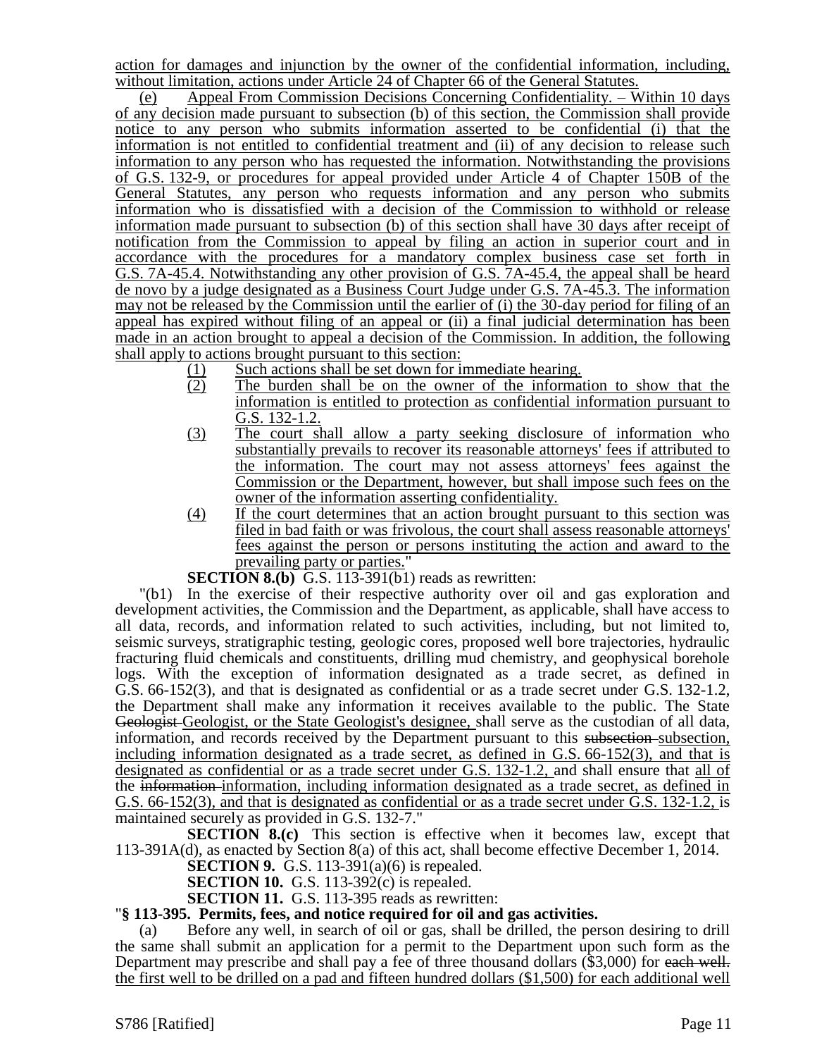action for damages and injunction by the owner of the confidential information, including, without limitation, actions under Article 24 of Chapter 66 of the General Statutes.

(e) Appeal From Commission Decisions Concerning Confidentiality. – Within 10 days of any decision made pursuant to subsection (b) of this section, the Commission shall provide notice to any person who submits information asserted to be confidential (i) that the information is not entitled to confidential treatment and (ii) of any decision to release such information to any person who has requested the information. Notwithstanding the provisions of G.S. 132-9, or procedures for appeal provided under Article 4 of Chapter 150B of the General Statutes, any person who requests information and any person who submits information who is dissatisfied with a decision of the Commission to withhold or release information made pursuant to subsection (b) of this section shall have 30 days after receipt of notification from the Commission to appeal by filing an action in superior court and in accordance with the procedures for a mandatory complex business case set forth in G.S. 7A-45.4. Notwithstanding any other provision of G.S. 7A-45.4, the appeal shall be heard de novo by a judge designated as a Business Court Judge under G.S. 7A-45.3. The information may not be released by the Commission until the earlier of (i) the 30-day period for filing of an appeal has expired without filing of an appeal or (ii) a final judicial determination has been made in an action brought to appeal a decision of the Commission. In addition, the following shall apply to actions brought pursuant to this section:

(1) Such actions shall be set down for immediate hearing.
(2) The burden shall be on the owner of the information to show that the information is entitled to protection as confidential information pursuant to G.S. 132-1.2.
(3) The court shall allow a party seeking disclosure of information who substantially prevails to recover its reasonable attorneys' fees if attributed to the information. The court may not assess attorneys' fees against the Commission or the Department, however, but shall impose such fees on the owner of the information asserting confidentiality.
(4) If the court determines that an action brought pursuant to this section was filed in bad faith or was frivolous, the court shall assess reasonable attorneys' fees against the person or persons instituting the action and award to the prevailing party or parties."

**SECTION 8.(b)** G.S. 113-391(b1) reads as rewritten:

"(b1) In the exercise of their respective authority over oil and gas exploration and development activities, the Commission and the Department, as applicable, shall have access to all data, records, and information related to such activities, including, but not limited to, seismic surveys, stratigraphic testing, geologic cores, proposed well bore trajectories, hydraulic fracturing fluid chemicals and constituents, drilling mud chemistry, and geophysical borehole logs. With the exception of information designated as a trade secret, as defined in G.S. 66-152(3), and that is designated as confidential or as a trade secret under G.S. 132-1.2, the Department shall make any information it receives available to the public. The State ~~Geologist~~ Geologist, or the State Geologist's designee, shall serve as the custodian of all data, information, and records received by the Department pursuant to this ~~subsection~~ subsection, including information designated as a trade secret, as defined in G.S. 66-152(3), and that is designated as confidential or as a trade secret under G.S. 132-1.2, and shall ensure that all of the ~~information~~ information, including information designated as a trade secret, as defined in G.S. 66-152(3), and that is designated as confidential or as a trade secret under G.S. 132-1.2, is maintained securely as provided in G.S. 132-7."

**SECTION 8.(c)** This section is effective when it becomes law, except that 113-391A(d), as enacted by Section 8(a) of this act, shall become effective December 1, 2014.

**SECTION 9.** G.S. 113-391(a)(6) is repealed.

**SECTION 10.** G.S. 113-392(c) is repealed.

**SECTION 11.** G.S. 113-395 reads as rewritten:

"**§ 113-395. Permits, fees, and notice required for oil and gas activities.**

(a) Before any well, in search of oil or gas, shall be drilled, the person desiring to drill the same shall submit an application for a permit to the Department upon such form as the Department may prescribe and shall pay a fee of three thousand dollars ($3,000) for ~~each well.~~ the first well to be drilled on a pad and fifteen hundred dollars ($1,500) for each additional well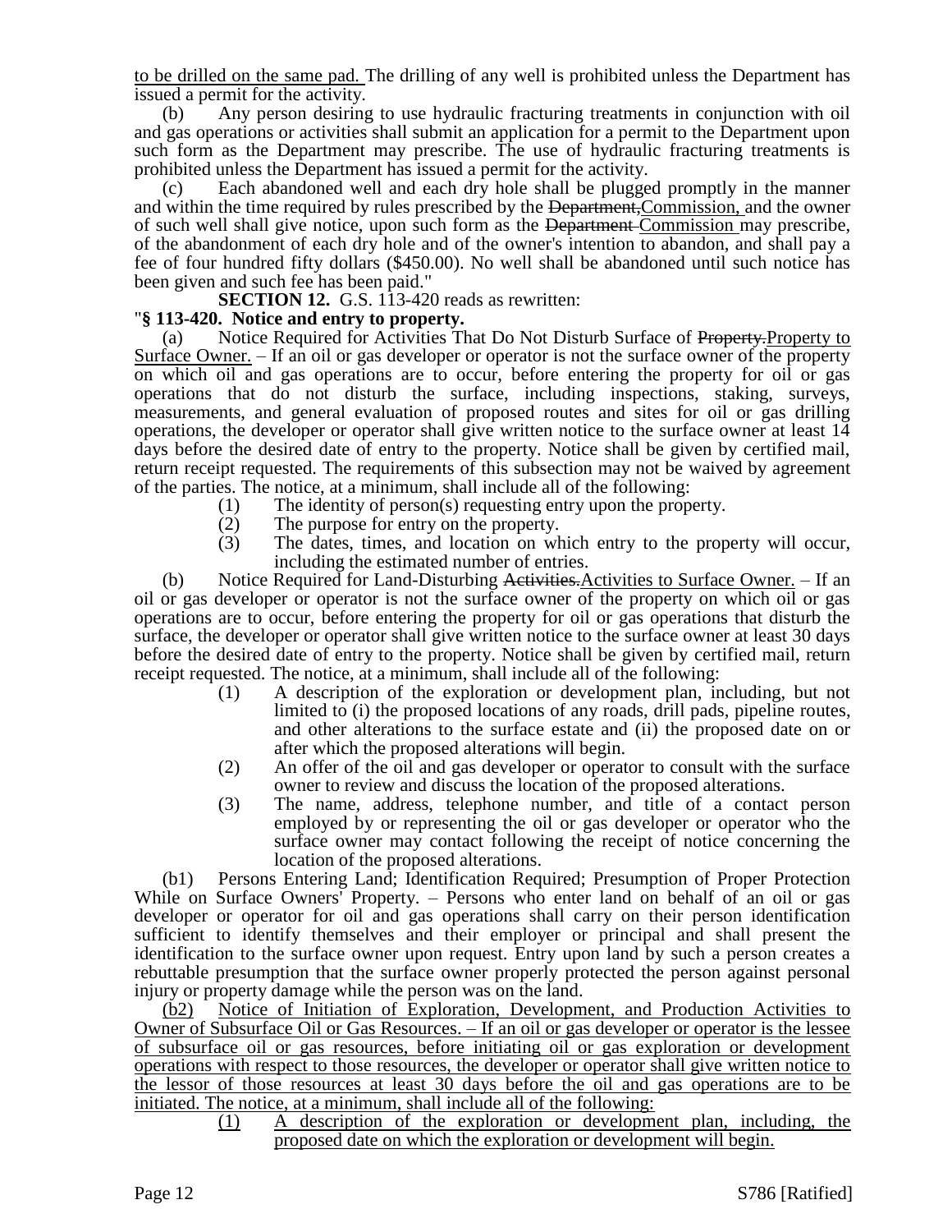to be drilled on the same pad. The drilling of any well is prohibited unless the Department has issued a permit for the activity.

(b) Any person desiring to use hydraulic fracturing treatments in conjunction with oil and gas operations or activities shall submit an application for a permit to the Department upon such form as the Department may prescribe. The use of hydraulic fracturing treatments is prohibited unless the Department has issued a permit for the activity.

(c) Each abandoned well and each dry hole shall be plugged promptly in the manner and within the time required by rules prescribed by the ~~Department,~~Commission, and the owner of such well shall give notice, upon such form as the ~~Department~~ Commission may prescribe, of the abandonment of each dry hole and of the owner's intention to abandon, and shall pay a fee of four hundred fifty dollars ($450.00). No well shall be abandoned until such notice has been given and such fee has been paid."

**SECTION 12.** G.S. 113-420 reads as rewritten:

"**§ 113-420. Notice and entry to property.**

(a) Notice Required for Activities That Do Not Disturb Surface of ~~Property.~~Property to Surface Owner. – If an oil or gas developer or operator is not the surface owner of the property on which oil and gas operations are to occur, before entering the property for oil or gas operations that do not disturb the surface, including inspections, staking, surveys, measurements, and general evaluation of proposed routes and sites for oil or gas drilling operations, the developer or operator shall give written notice to the surface owner at least 14 days before the desired date of entry to the property. Notice shall be given by certified mail, return receipt requested. The requirements of this subsection may not be waived by agreement of the parties. The notice, at a minimum, shall include all of the following:

(1) The identity of person(s) requesting entry upon the property.
(2) The purpose for entry on the property.
(3) The dates, times, and location on which entry to the property will occur, including the estimated number of entries.

(b) Notice Required for Land-Disturbing ~~Activities.~~Activities to Surface Owner. – If an oil or gas developer or operator is not the surface owner of the property on which oil or gas operations are to occur, before entering the property for oil or gas operations that disturb the surface, the developer or operator shall give written notice to the surface owner at least 30 days before the desired date of entry to the property. Notice shall be given by certified mail, return receipt requested. The notice, at a minimum, shall include all of the following:

(1) A description of the exploration or development plan, including, but not limited to (i) the proposed locations of any roads, drill pads, pipeline routes, and other alterations to the surface estate and (ii) the proposed date on or after which the proposed alterations will begin.
(2) An offer of the oil and gas developer or operator to consult with the surface owner to review and discuss the location of the proposed alterations.
(3) The name, address, telephone number, and title of a contact person employed by or representing the oil or gas developer or operator who the surface owner may contact following the receipt of notice concerning the location of the proposed alterations.

(b1) Persons Entering Land; Identification Required; Presumption of Proper Protection While on Surface Owners' Property. – Persons who enter land on behalf of an oil or gas developer or operator for oil and gas operations shall carry on their person identification sufficient to identify themselves and their employer or principal and shall present the identification to the surface owner upon request. Entry upon land by such a person creates a rebuttable presumption that the surface owner properly protected the person against personal injury or property damage while the person was on the land.

(b2) Notice of Initiation of Exploration, Development, and Production Activities to Owner of Subsurface Oil or Gas Resources. – If an oil or gas developer or operator is the lessee of subsurface oil or gas resources, before initiating oil or gas exploration or development operations with respect to those resources, the developer or operator shall give written notice to the lessor of those resources at least 30 days before the oil and gas operations are to be initiated. The notice, at a minimum, shall include all of the following:

(1) A description of the exploration or development plan, including, the proposed date on which the exploration or development will begin.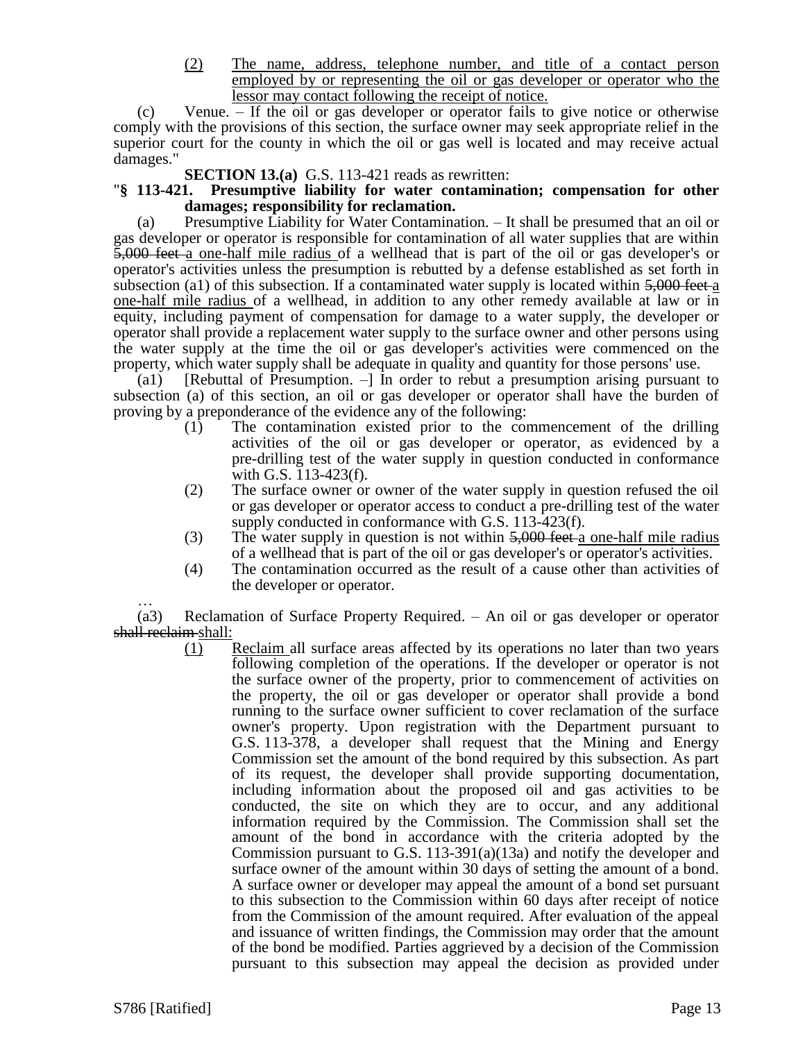(2) The name, address, telephone number, and title of a contact person employed by or representing the oil or gas developer or operator who the lessor may contact following the receipt of notice.

(c) Venue. – If the oil or gas developer or operator fails to give notice or otherwise comply with the provisions of this section, the surface owner may seek appropriate relief in the superior court for the county in which the oil or gas well is located and may receive actual damages."

**SECTION 13.(a)** G.S. 113-421 reads as rewritten:

"**§ 113-421. Presumptive liability for water contamination; compensation for other damages; responsibility for reclamation.**

(a) Presumptive Liability for Water Contamination. – It shall be presumed that an oil or gas developer or operator is responsible for contamination of all water supplies that are within ~~5,000 feet~~ a one-half mile radius of a wellhead that is part of the oil or gas developer's or operator's activities unless the presumption is rebutted by a defense established as set forth in subsection (a1) of this subsection. If a contaminated water supply is located within ~~5,000 feet~~ a one-half mile radius of a wellhead, in addition to any other remedy available at law or in equity, including payment of compensation for damage to a water supply, the developer or operator shall provide a replacement water supply to the surface owner and other persons using the water supply at the time the oil or gas developer's activities were commenced on the property, which water supply shall be adequate in quality and quantity for those persons' use.

(a1) [Rebuttal of Presumption. –] In order to rebut a presumption arising pursuant to subsection (a) of this section, an oil or gas developer or operator shall have the burden of proving by a preponderance of the evidence any of the following:

(1) The contamination existed prior to the commencement of the drilling activities of the oil or gas developer or operator, as evidenced by a pre-drilling test of the water supply in question conducted in conformance with G.S. 113-423(f).

(2) The surface owner or owner of the water supply in question refused the oil or gas developer or operator access to conduct a pre-drilling test of the water supply conducted in conformance with G.S. 113-423(f).

(3) The water supply in question is not within ~~5,000 feet~~ a one-half mile radius of a wellhead that is part of the oil or gas developer's or operator's activities.

(4) The contamination occurred as the result of a cause other than activities of the developer or operator.

…

(a3) Reclamation of Surface Property Required. – An oil or gas developer or operator ~~shall reclaim~~ shall:

(1) Reclaim all surface areas affected by its operations no later than two years following completion of the operations. If the developer or operator is not the surface owner of the property, prior to commencement of activities on the property, the oil or gas developer or operator shall provide a bond running to the surface owner sufficient to cover reclamation of the surface owner's property. Upon registration with the Department pursuant to G.S. 113-378, a developer shall request that the Mining and Energy Commission set the amount of the bond required by this subsection. As part of its request, the developer shall provide supporting documentation, including information about the proposed oil and gas activities to be conducted, the site on which they are to occur, and any additional information required by the Commission. The Commission shall set the amount of the bond in accordance with the criteria adopted by the Commission pursuant to G.S. 113-391(a)(13a) and notify the developer and surface owner of the amount within 30 days of setting the amount of a bond. A surface owner or developer may appeal the amount of a bond set pursuant to this subsection to the Commission within 60 days after receipt of notice from the Commission of the amount required. After evaluation of the appeal and issuance of written findings, the Commission may order that the amount of the bond be modified. Parties aggrieved by a decision of the Commission pursuant to this subsection may appeal the decision as provided under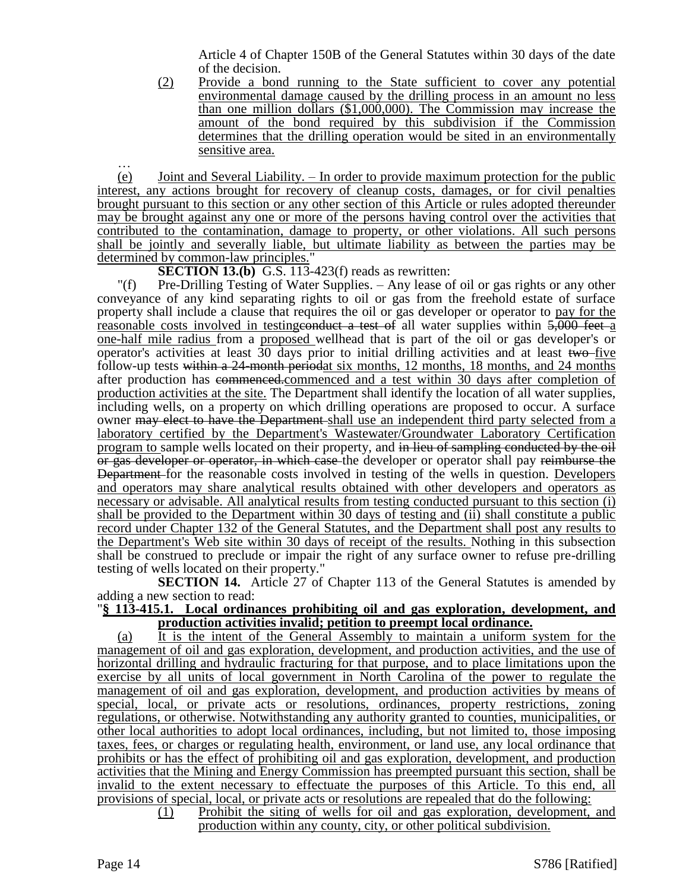Article 4 of Chapter 150B of the General Statutes within 30 days of the date of the decision.

(2) Provide a bond running to the State sufficient to cover any potential environmental damage caused by the drilling process in an amount no less than one million dollars ($1,000,000). The Commission may increase the amount of the bond required by this subdivision if the Commission determines that the drilling operation would be sited in an environmentally sensitive area.

…

(e) Joint and Several Liability. – In order to provide maximum protection for the public interest, any actions brought for recovery of cleanup costs, damages, or for civil penalties brought pursuant to this section or any other section of this Article or rules adopted thereunder may be brought against any one or more of the persons having control over the activities that contributed to the contamination, damage to property, or other violations. All such persons shall be jointly and severally liable, but ultimate liability as between the parties may be determined by common-law principles."

**SECTION 13.(b)** G.S. 113-423(f) reads as rewritten:

"(f) Pre-Drilling Testing of Water Supplies. – Any lease of oil or gas rights or any other conveyance of any kind separating rights to oil or gas from the freehold estate of surface property shall include a clause that requires the oil or gas developer or operator to pay for the reasonable costs involved in testing~~conduct a test of~~ all water supplies within ~~5,000 feet~~ a one-half mile radius from a proposed wellhead that is part of the oil or gas developer's or operator's activities at least 30 days prior to initial drilling activities and at least ~~two~~ five follow-up tests ~~within a 24-month period~~at six months, 12 months, 18 months, and 24 months after production has ~~commenced.~~commenced and a test within 30 days after completion of production activities at the site. The Department shall identify the location of all water supplies, including wells, on a property on which drilling operations are proposed to occur. A surface owner ~~may elect to have the Department~~ shall use an independent third party selected from a laboratory certified by the Department's Wastewater/Groundwater Laboratory Certification program to sample wells located on their property, and ~~in lieu of sampling conducted by the oil or gas developer or operator, in which case~~ the developer or operator shall pay ~~reimburse the Department~~ for the reasonable costs involved in testing of the wells in question. Developers and operators may share analytical results obtained with other developers and operators as necessary or advisable. All analytical results from testing conducted pursuant to this section (i) shall be provided to the Department within 30 days of testing and (ii) shall constitute a public record under Chapter 132 of the General Statutes, and the Department shall post any results to the Department's Web site within 30 days of receipt of the results. Nothing in this subsection shall be construed to preclude or impair the right of any surface owner to refuse pre-drilling testing of wells located on their property."

**SECTION 14.** Article 27 of Chapter 113 of the General Statutes is amended by adding a new section to read:

"**§ 113-415.1. Local ordinances prohibiting oil and gas exploration, development, and production activities invalid; petition to preempt local ordinance.**

(a) It is the intent of the General Assembly to maintain a uniform system for the management of oil and gas exploration, development, and production activities, and the use of horizontal drilling and hydraulic fracturing for that purpose, and to place limitations upon the exercise by all units of local government in North Carolina of the power to regulate the management of oil and gas exploration, development, and production activities by means of special, local, or private acts or resolutions, ordinances, property restrictions, zoning regulations, or otherwise. Notwithstanding any authority granted to counties, municipalities, or other local authorities to adopt local ordinances, including, but not limited to, those imposing taxes, fees, or charges or regulating health, environment, or land use, any local ordinance that prohibits or has the effect of prohibiting oil and gas exploration, development, and production activities that the Mining and Energy Commission has preempted pursuant this section, shall be invalid to the extent necessary to effectuate the purposes of this Article. To this end, all provisions of special, local, or private acts or resolutions are repealed that do the following:

(1) Prohibit the siting of wells for oil and gas exploration, development, and production within any county, city, or other political subdivision.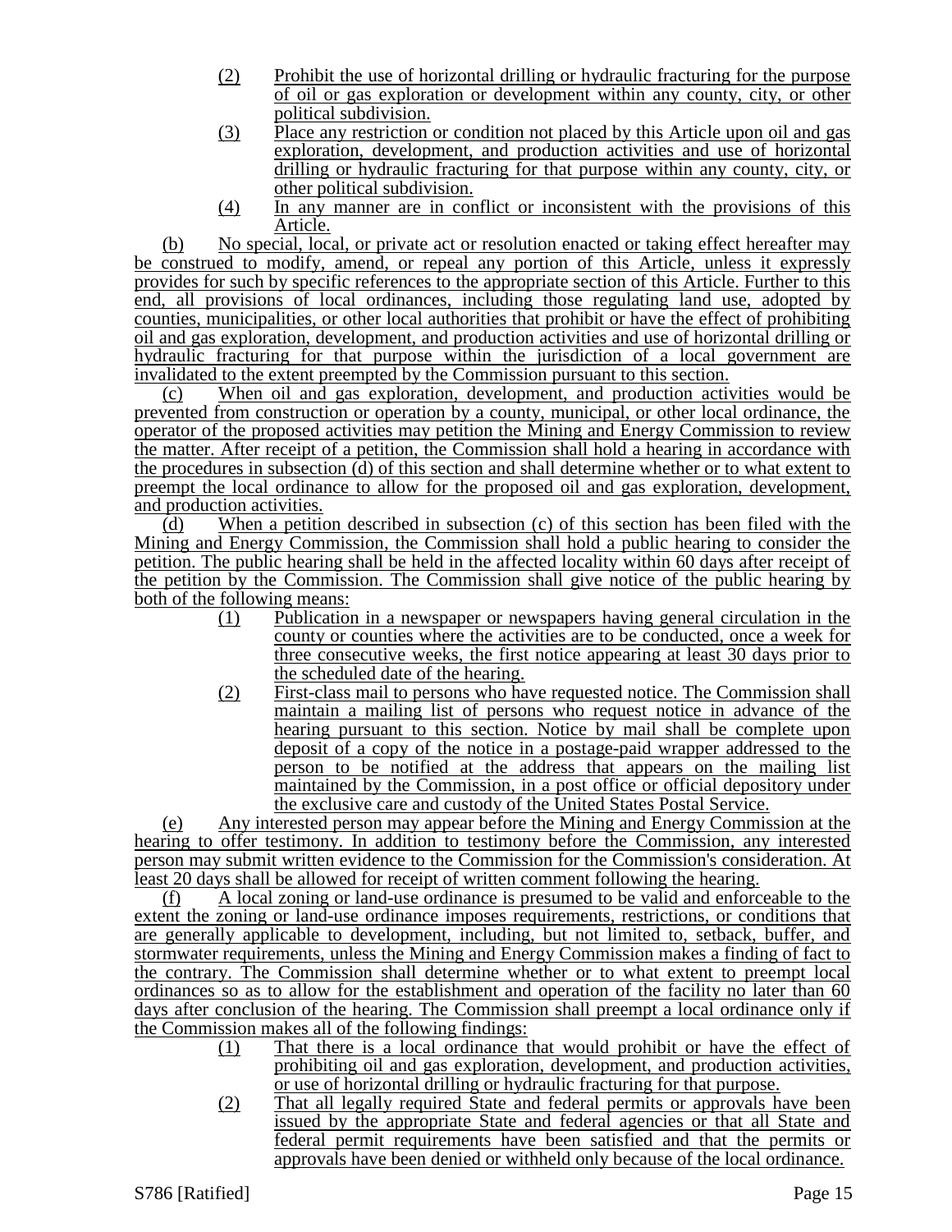(2) Prohibit the use of horizontal drilling or hydraulic fracturing for the purpose of oil or gas exploration or development within any county, city, or other political subdivision.

(3) Place any restriction or condition not placed by this Article upon oil and gas exploration, development, and production activities and use of horizontal drilling or hydraulic fracturing for that purpose within any county, city, or other political subdivision.

(4) In any manner are in conflict or inconsistent with the provisions of this Article.

(b) No special, local, or private act or resolution enacted or taking effect hereafter may be construed to modify, amend, or repeal any portion of this Article, unless it expressly provides for such by specific references to the appropriate section of this Article. Further to this end, all provisions of local ordinances, including those regulating land use, adopted by counties, municipalities, or other local authorities that prohibit or have the effect of prohibiting oil and gas exploration, development, and production activities and use of horizontal drilling or hydraulic fracturing for that purpose within the jurisdiction of a local government are invalidated to the extent preempted by the Commission pursuant to this section.

(c) When oil and gas exploration, development, and production activities would be prevented from construction or operation by a county, municipal, or other local ordinance, the operator of the proposed activities may petition the Mining and Energy Commission to review the matter. After receipt of a petition, the Commission shall hold a hearing in accordance with the procedures in subsection (d) of this section and shall determine whether or to what extent to preempt the local ordinance to allow for the proposed oil and gas exploration, development, and production activities.

(d) When a petition described in subsection (c) of this section has been filed with the Mining and Energy Commission, the Commission shall hold a public hearing to consider the petition. The public hearing shall be held in the affected locality within 60 days after receipt of the petition by the Commission. The Commission shall give notice of the public hearing by both of the following means:

(1) Publication in a newspaper or newspapers having general circulation in the county or counties where the activities are to be conducted, once a week for three consecutive weeks, the first notice appearing at least 30 days prior to the scheduled date of the hearing.

(2) First-class mail to persons who have requested notice. The Commission shall maintain a mailing list of persons who request notice in advance of the hearing pursuant to this section. Notice by mail shall be complete upon deposit of a copy of the notice in a postage-paid wrapper addressed to the person to be notified at the address that appears on the mailing list maintained by the Commission, in a post office or official depository under the exclusive care and custody of the United States Postal Service.

(e) Any interested person may appear before the Mining and Energy Commission at the hearing to offer testimony. In addition to testimony before the Commission, any interested person may submit written evidence to the Commission for the Commission's consideration. At least 20 days shall be allowed for receipt of written comment following the hearing.

(f) A local zoning or land-use ordinance is presumed to be valid and enforceable to the extent the zoning or land-use ordinance imposes requirements, restrictions, or conditions that are generally applicable to development, including, but not limited to, setback, buffer, and stormwater requirements, unless the Mining and Energy Commission makes a finding of fact to the contrary. The Commission shall determine whether or to what extent to preempt local ordinances so as to allow for the establishment and operation of the facility no later than 60 days after conclusion of the hearing. The Commission shall preempt a local ordinance only if the Commission makes all of the following findings:

(1) That there is a local ordinance that would prohibit or have the effect of prohibiting oil and gas exploration, development, and production activities, or use of horizontal drilling or hydraulic fracturing for that purpose.

(2) That all legally required State and federal permits or approvals have been issued by the appropriate State and federal agencies or that all State and federal permit requirements have been satisfied and that the permits or approvals have been denied or withheld only because of the local ordinance.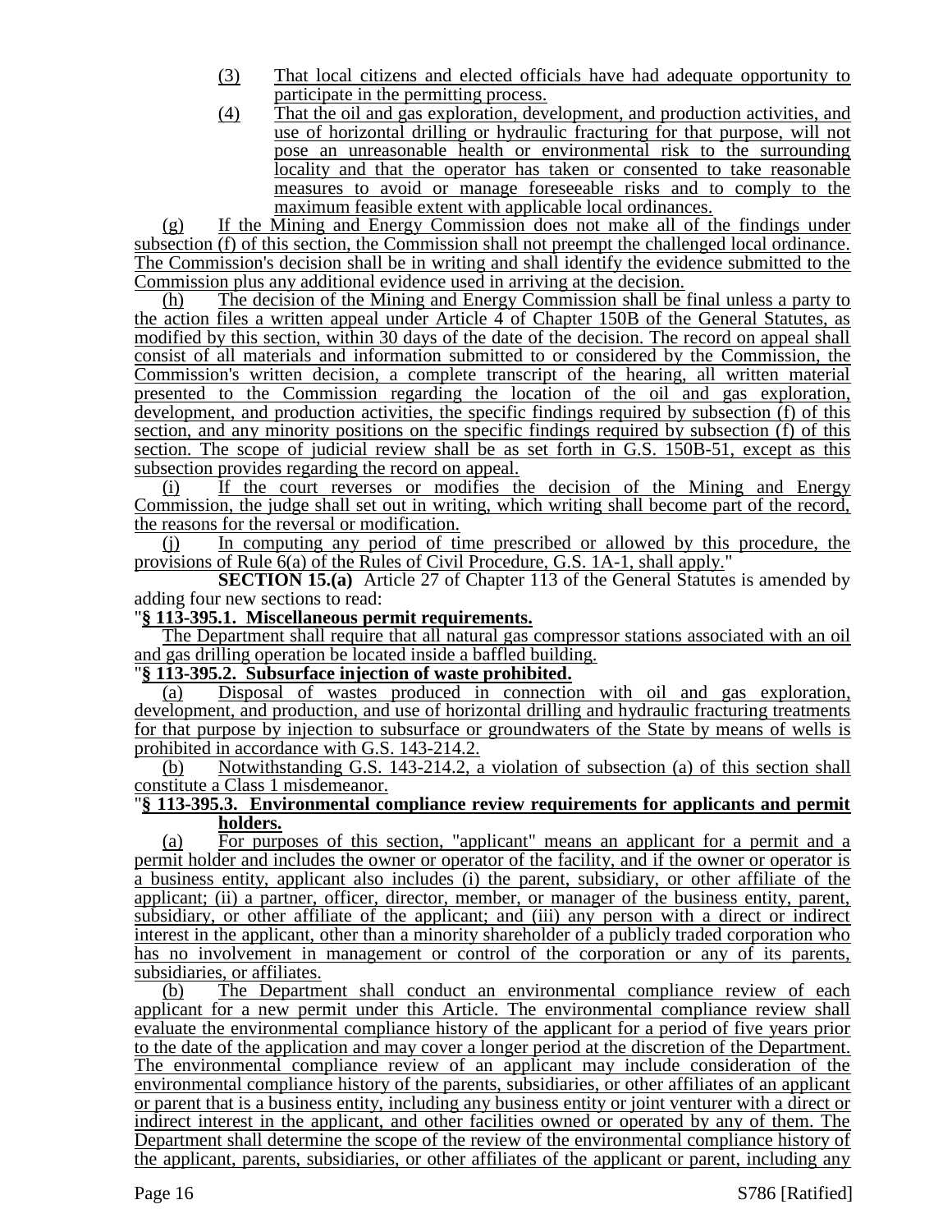(3) That local citizens and elected officials have had adequate opportunity to participate in the permitting process.

(4) That the oil and gas exploration, development, and production activities, and use of horizontal drilling or hydraulic fracturing for that purpose, will not pose an unreasonable health or environmental risk to the surrounding locality and that the operator has taken or consented to take reasonable measures to avoid or manage foreseeable risks and to comply to the maximum feasible extent with applicable local ordinances.

(g) If the Mining and Energy Commission does not make all of the findings under subsection (f) of this section, the Commission shall not preempt the challenged local ordinance. The Commission's decision shall be in writing and shall identify the evidence submitted to the Commission plus any additional evidence used in arriving at the decision.

(h) The decision of the Mining and Energy Commission shall be final unless a party to the action files a written appeal under Article 4 of Chapter 150B of the General Statutes, as modified by this section, within 30 days of the date of the decision. The record on appeal shall consist of all materials and information submitted to or considered by the Commission, the Commission's written decision, a complete transcript of the hearing, all written material presented to the Commission regarding the location of the oil and gas exploration, development, and production activities, the specific findings required by subsection (f) of this section, and any minority positions on the specific findings required by subsection (f) of this section. The scope of judicial review shall be as set forth in G.S. 150B-51, except as this subsection provides regarding the record on appeal.

(i) If the court reverses or modifies the decision of the Mining and Energy Commission, the judge shall set out in writing, which writing shall become part of the record, the reasons for the reversal or modification.

(j) In computing any period of time prescribed or allowed by this procedure, the provisions of Rule 6(a) of the Rules of Civil Procedure, G.S. 1A-1, shall apply."

**SECTION 15.(a)** Article 27 of Chapter 113 of the General Statutes is amended by adding four new sections to read:

"**§ 113-395.1. Miscellaneous permit requirements.**

The Department shall require that all natural gas compressor stations associated with an oil and gas drilling operation be located inside a baffled building.

"**§ 113-395.2. Subsurface injection of waste prohibited.**

(a) Disposal of wastes produced in connection with oil and gas exploration, development, and production, and use of horizontal drilling and hydraulic fracturing treatments for that purpose by injection to subsurface or groundwaters of the State by means of wells is prohibited in accordance with G.S. 143-214.2.

(b) Notwithstanding G.S. 143-214.2, a violation of subsection (a) of this section shall constitute a Class 1 misdemeanor.

"**§ 113-395.3. Environmental compliance review requirements for applicants and permit holders.**

(a) For purposes of this section, "applicant" means an applicant for a permit and a permit holder and includes the owner or operator of the facility, and if the owner or operator is a business entity, applicant also includes (i) the parent, subsidiary, or other affiliate of the applicant; (ii) a partner, officer, director, member, or manager of the business entity, parent, subsidiary, or other affiliate of the applicant; and (iii) any person with a direct or indirect interest in the applicant, other than a minority shareholder of a publicly traded corporation who has no involvement in management or control of the corporation or any of its parents, subsidiaries, or affiliates.

(b) The Department shall conduct an environmental compliance review of each applicant for a new permit under this Article. The environmental compliance review shall evaluate the environmental compliance history of the applicant for a period of five years prior to the date of the application and may cover a longer period at the discretion of the Department. The environmental compliance review of an applicant may include consideration of the environmental compliance history of the parents, subsidiaries, or other affiliates of an applicant or parent that is a business entity, including any business entity or joint venturer with a direct or indirect interest in the applicant, and other facilities owned or operated by any of them. The Department shall determine the scope of the review of the environmental compliance history of the applicant, parents, subsidiaries, or other affiliates of the applicant or parent, including any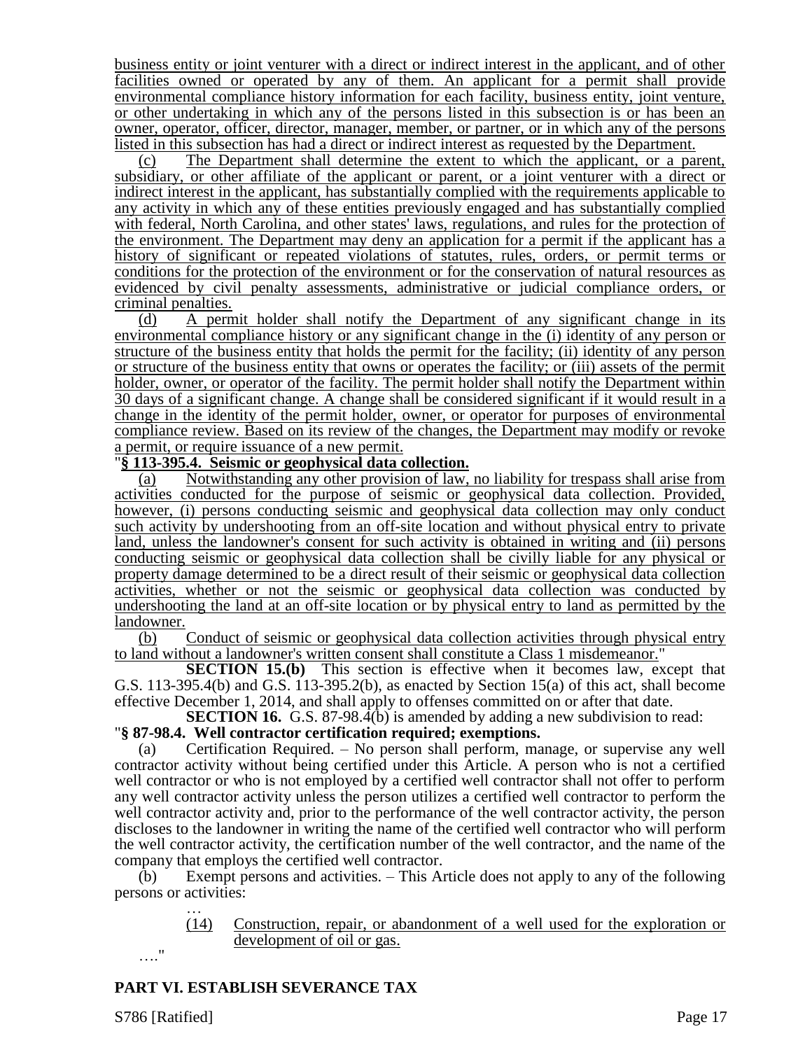business entity or joint venturer with a direct or indirect interest in the applicant, and of other facilities owned or operated by any of them. An applicant for a permit shall provide environmental compliance history information for each facility, business entity, joint venture, or other undertaking in which any of the persons listed in this subsection is or has been an owner, operator, officer, director, manager, member, or partner, or in which any of the persons listed in this subsection has had a direct or indirect interest as requested by the Department.

(c) The Department shall determine the extent to which the applicant, or a parent, subsidiary, or other affiliate of the applicant or parent, or a joint venturer with a direct or indirect interest in the applicant, has substantially complied with the requirements applicable to any activity in which any of these entities previously engaged and has substantially complied with federal, North Carolina, and other states' laws, regulations, and rules for the protection of the environment. The Department may deny an application for a permit if the applicant has a history of significant or repeated violations of statutes, rules, orders, or permit terms or conditions for the protection of the environment or for the conservation of natural resources as evidenced by civil penalty assessments, administrative or judicial compliance orders, or criminal penalties.

(d) A permit holder shall notify the Department of any significant change in its environmental compliance history or any significant change in the (i) identity of any person or structure of the business entity that holds the permit for the facility; (ii) identity of any person or structure of the business entity that owns or operates the facility; or (iii) assets of the permit holder, owner, or operator of the facility. The permit holder shall notify the Department within 30 days of a significant change. A change shall be considered significant if it would result in a change in the identity of the permit holder, owner, or operator for purposes of environmental compliance review. Based on its review of the changes, the Department may modify or revoke a permit, or require issuance of a new permit.

"**§ 113-395.4. Seismic or geophysical data collection.**

(a) Notwithstanding any other provision of law, no liability for trespass shall arise from activities conducted for the purpose of seismic or geophysical data collection. Provided, however, (i) persons conducting seismic and geophysical data collection may only conduct such activity by undershooting from an off-site location and without physical entry to private land, unless the landowner's consent for such activity is obtained in writing and (ii) persons conducting seismic or geophysical data collection shall be civilly liable for any physical or property damage determined to be a direct result of their seismic or geophysical data collection activities, whether or not the seismic or geophysical data collection was conducted by undershooting the land at an off-site location or by physical entry to land as permitted by the landowner.

(b) Conduct of seismic or geophysical data collection activities through physical entry to land without a landowner's written consent shall constitute a Class 1 misdemeanor."

**SECTION 15.(b)** This section is effective when it becomes law, except that G.S. 113-395.4(b) and G.S. 113-395.2(b), as enacted by Section 15(a) of this act, shall become effective December 1, 2014, and shall apply to offenses committed on or after that date.

**SECTION 16.** G.S. 87-98.4(b) is amended by adding a new subdivision to read:

"**§ 87-98.4. Well contractor certification required; exemptions.**

(a) Certification Required. – No person shall perform, manage, or supervise any well contractor activity without being certified under this Article. A person who is not a certified well contractor or who is not employed by a certified well contractor shall not offer to perform any well contractor activity unless the person utilizes a certified well contractor to perform the well contractor activity and, prior to the performance of the well contractor activity, the person discloses to the landowner in writing the name of the certified well contractor who will perform the well contractor activity, the certification number of the well contractor, and the name of the company that employs the certified well contractor.

(b) Exempt persons and activities. – This Article does not apply to any of the following persons or activities:

…

(14) Construction, repair, or abandonment of a well used for the exploration or development of oil or gas.

…."

## PART VI. ESTABLISH SEVERANCE TAX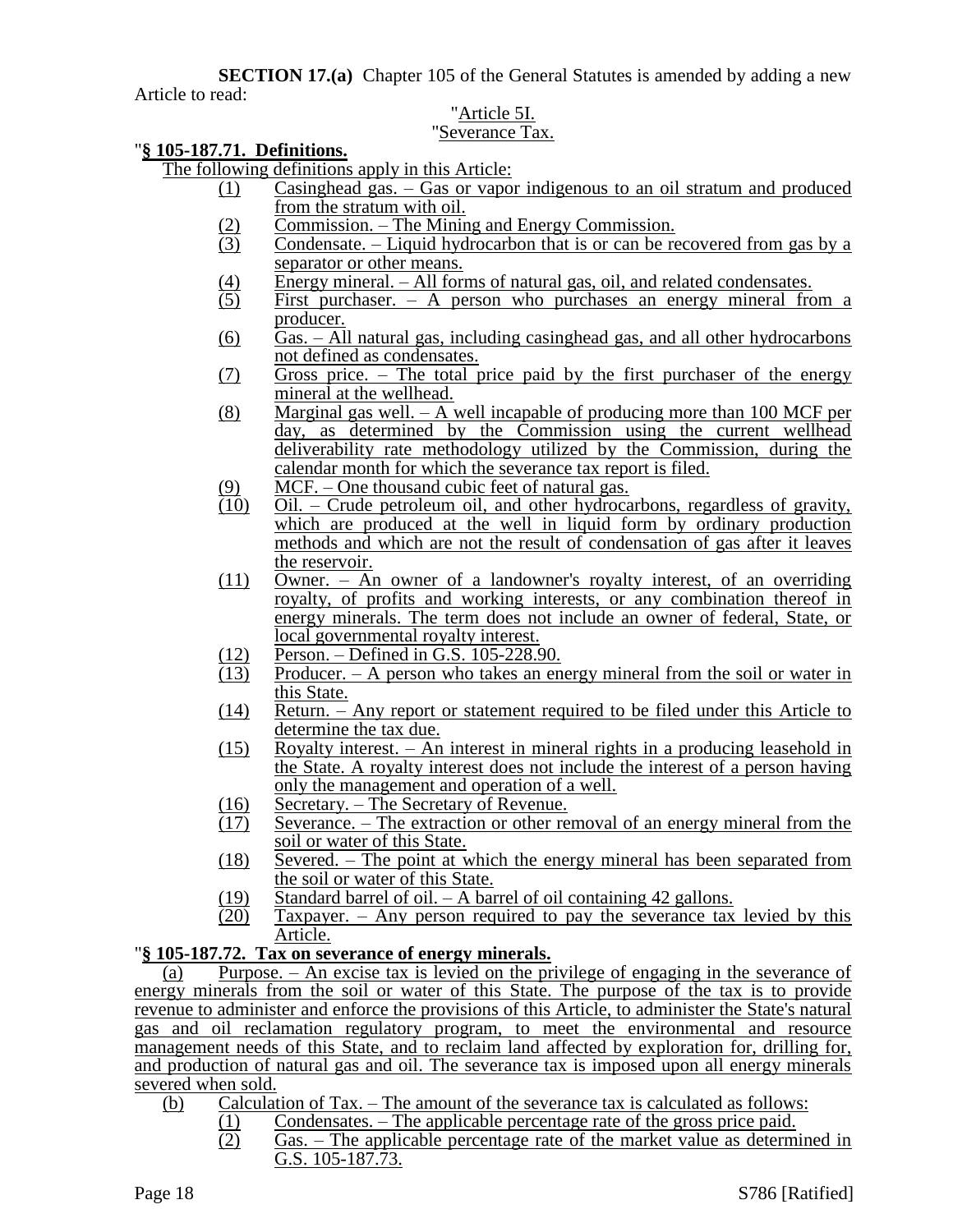**SECTION 17.(a)** Chapter 105 of the General Statutes is amended by adding a new Article to read:

"Article 5I.

"Severance Tax.

"**§ 105-187.71. Definitions.**

The following definitions apply in this Article:

(1) Casinghead gas. – Gas or vapor indigenous to an oil stratum and produced from the stratum with oil.

(2) Commission. – The Mining and Energy Commission.

(3) Condensate. – Liquid hydrocarbon that is or can be recovered from gas by a separator or other means.

(4) Energy mineral. – All forms of natural gas, oil, and related condensates.

(5) First purchaser. – A person who purchases an energy mineral from a producer.

(6) Gas. – All natural gas, including casinghead gas, and all other hydrocarbons not defined as condensates.

(7) Gross price. – The total price paid by the first purchaser of the energy mineral at the wellhead.

(8) Marginal gas well. – A well incapable of producing more than 100 MCF per day, as determined by the Commission using the current wellhead deliverability rate methodology utilized by the Commission, during the calendar month for which the severance tax report is filed.

(9) MCF. – One thousand cubic feet of natural gas.

(10) Oil. – Crude petroleum oil, and other hydrocarbons, regardless of gravity, which are produced at the well in liquid form by ordinary production methods and which are not the result of condensation of gas after it leaves the reservoir.

(11) Owner. – An owner of a landowner's royalty interest, of an overriding royalty, of profits and working interests, or any combination thereof in energy minerals. The term does not include an owner of federal, State, or local governmental royalty interest.

(12) Person. – Defined in G.S. 105-228.90.

(13) Producer. – A person who takes an energy mineral from the soil or water in this State.

(14) Return. – Any report or statement required to be filed under this Article to determine the tax due.

(15) Royalty interest. – An interest in mineral rights in a producing leasehold in the State. A royalty interest does not include the interest of a person having only the management and operation of a well.

(16) Secretary. – The Secretary of Revenue.

(17) Severance. – The extraction or other removal of an energy mineral from the soil or water of this State.

(18) Severed. – The point at which the energy mineral has been separated from the soil or water of this State.

(19) Standard barrel of oil. – A barrel of oil containing 42 gallons.

(20) Taxpayer. – Any person required to pay the severance tax levied by this Article.

"**§ 105-187.72. Tax on severance of energy minerals.**

(a) Purpose. – An excise tax is levied on the privilege of engaging in the severance of energy minerals from the soil or water of this State. The purpose of the tax is to provide revenue to administer and enforce the provisions of this Article, to administer the State's natural gas and oil reclamation regulatory program, to meet the environmental and resource management needs of this State, and to reclaim land affected by exploration for, drilling for, and production of natural gas and oil. The severance tax is imposed upon all energy minerals severed when sold.

(b) Calculation of Tax. – The amount of the severance tax is calculated as follows:

(1) Condensates. – The applicable percentage rate of the gross price paid.

(2) Gas. – The applicable percentage rate of the market value as determined in G.S. 105-187.73.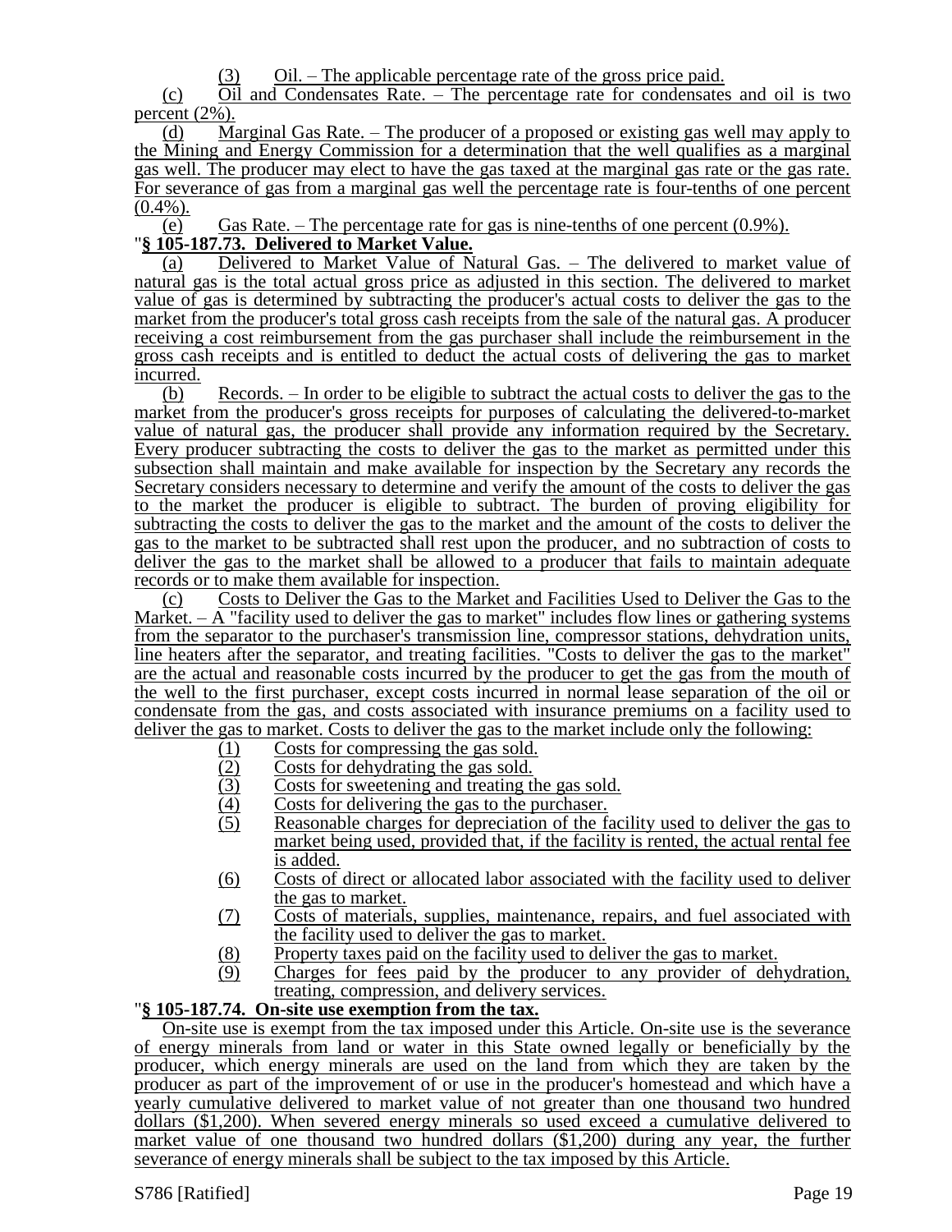(3) Oil. – The applicable percentage rate of the gross price paid.

(c) Oil and Condensates Rate. – The percentage rate for condensates and oil is two percent (2%).

(d) Marginal Gas Rate. – The producer of a proposed or existing gas well may apply to the Mining and Energy Commission for a determination that the well qualifies as a marginal gas well. The producer may elect to have the gas taxed at the marginal gas rate or the gas rate. For severance of gas from a marginal gas well the percentage rate is four-tenths of one percent (0.4%).

(e) Gas Rate. – The percentage rate for gas is nine-tenths of one percent (0.9%).

"**§ 105-187.73. Delivered to Market Value.**

(a) Delivered to Market Value of Natural Gas. – The delivered to market value of natural gas is the total actual gross price as adjusted in this section. The delivered to market value of gas is determined by subtracting the producer's actual costs to deliver the gas to the market from the producer's total gross cash receipts from the sale of the natural gas. A producer receiving a cost reimbursement from the gas purchaser shall include the reimbursement in the gross cash receipts and is entitled to deduct the actual costs of delivering the gas to market incurred.

(b) Records. – In order to be eligible to subtract the actual costs to deliver the gas to the market from the producer's gross receipts for purposes of calculating the delivered-to-market value of natural gas, the producer shall provide any information required by the Secretary. Every producer subtracting the costs to deliver the gas to the market as permitted under this subsection shall maintain and make available for inspection by the Secretary any records the Secretary considers necessary to determine and verify the amount of the costs to deliver the gas to the market the producer is eligible to subtract. The burden of proving eligibility for subtracting the costs to deliver the gas to the market and the amount of the costs to deliver the gas to the market to be subtracted shall rest upon the producer, and no subtraction of costs to deliver the gas to the market shall be allowed to a producer that fails to maintain adequate records or to make them available for inspection.

(c) Costs to Deliver the Gas to the Market and Facilities Used to Deliver the Gas to the Market. – A "facility used to deliver the gas to market" includes flow lines or gathering systems from the separator to the purchaser's transmission line, compressor stations, dehydration units, line heaters after the separator, and treating facilities. "Costs to deliver the gas to the market" are the actual and reasonable costs incurred by the producer to get the gas from the mouth of the well to the first purchaser, except costs incurred in normal lease separation of the oil or condensate from the gas, and costs associated with insurance premiums on a facility used to deliver the gas to market. Costs to deliver the gas to the market include only the following:

(1) Costs for compressing the gas sold.
(2) Costs for dehydrating the gas sold.
(3) Costs for sweetening and treating the gas sold.
(4) Costs for delivering the gas to the purchaser.
(5) Reasonable charges for depreciation of the facility used to deliver the gas to market being used, provided that, if the facility is rented, the actual rental fee is added.
(6) Costs of direct or allocated labor associated with the facility used to deliver the gas to market.
(7) Costs of materials, supplies, maintenance, repairs, and fuel associated with the facility used to deliver the gas to market.
(8) Property taxes paid on the facility used to deliver the gas to market.
(9) Charges for fees paid by the producer to any provider of dehydration, treating, compression, and delivery services.

"**§ 105-187.74. On-site use exemption from the tax.**

On-site use is exempt from the tax imposed under this Article. On-site use is the severance of energy minerals from land or water in this State owned legally or beneficially by the producer, which energy minerals are used on the land from which they are taken by the producer as part of the improvement of or use in the producer's homestead and which have a yearly cumulative delivered to market value of not greater than one thousand two hundred dollars ($1,200). When severed energy minerals so used exceed a cumulative delivered to market value of one thousand two hundred dollars ($1,200) during any year, the further severance of energy minerals shall be subject to the tax imposed by this Article.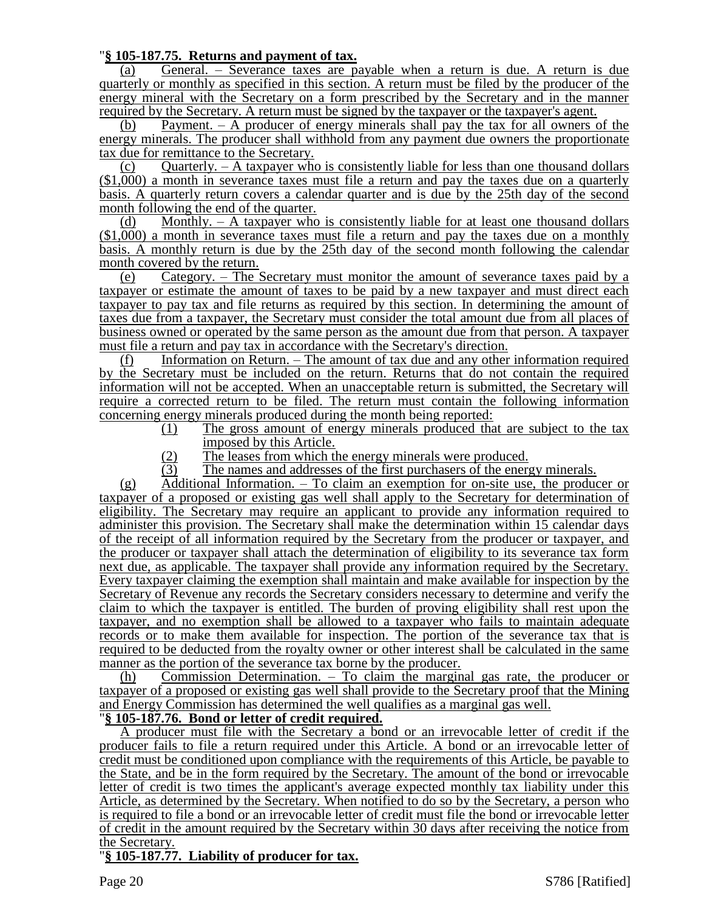"**§ 105-187.75. Returns and payment of tax.**

(a) General. – Severance taxes are payable when a return is due. A return is due quarterly or monthly as specified in this section. A return must be filed by the producer of the energy mineral with the Secretary on a form prescribed by the Secretary and in the manner required by the Secretary. A return must be signed by the taxpayer or the taxpayer's agent.

(b) Payment. – A producer of energy minerals shall pay the tax for all owners of the energy minerals. The producer shall withhold from any payment due owners the proportionate tax due for remittance to the Secretary.

(c) Quarterly. – A taxpayer who is consistently liable for less than one thousand dollars ($1,000) a month in severance taxes must file a return and pay the taxes due on a quarterly basis. A quarterly return covers a calendar quarter and is due by the 25th day of the second month following the end of the quarter.

(d) Monthly. – A taxpayer who is consistently liable for at least one thousand dollars ($1,000) a month in severance taxes must file a return and pay the taxes due on a monthly basis. A monthly return is due by the 25th day of the second month following the calendar month covered by the return.

(e) Category. – The Secretary must monitor the amount of severance taxes paid by a taxpayer or estimate the amount of taxes to be paid by a new taxpayer and must direct each taxpayer to pay tax and file returns as required by this section. In determining the amount of taxes due from a taxpayer, the Secretary must consider the total amount due from all places of business owned or operated by the same person as the amount due from that person. A taxpayer must file a return and pay tax in accordance with the Secretary's direction.

(f) Information on Return. – The amount of tax due and any other information required by the Secretary must be included on the return. Returns that do not contain the required information will not be accepted. When an unacceptable return is submitted, the Secretary will require a corrected return to be filed. The return must contain the following information concerning energy minerals produced during the month being reported:

(1) The gross amount of energy minerals produced that are subject to the tax imposed by this Article.
(2) The leases from which the energy minerals were produced.
(3) The names and addresses of the first purchasers of the energy minerals.

(g) Additional Information. – To claim an exemption for on-site use, the producer or taxpayer of a proposed or existing gas well shall apply to the Secretary for determination of eligibility. The Secretary may require an applicant to provide any information required to administer this provision. The Secretary shall make the determination within 15 calendar days of the receipt of all information required by the Secretary from the producer or taxpayer, and the producer or taxpayer shall attach the determination of eligibility to its severance tax form next due, as applicable. The taxpayer shall provide any information required by the Secretary. Every taxpayer claiming the exemption shall maintain and make available for inspection by the Secretary of Revenue any records the Secretary considers necessary to determine and verify the claim to which the taxpayer is entitled. The burden of proving eligibility shall rest upon the taxpayer, and no exemption shall be allowed to a taxpayer who fails to maintain adequate records or to make them available for inspection. The portion of the severance tax that is required to be deducted from the royalty owner or other interest shall be calculated in the same manner as the portion of the severance tax borne by the producer.

(h) Commission Determination. – To claim the marginal gas rate, the producer or taxpayer of a proposed or existing gas well shall provide to the Secretary proof that the Mining and Energy Commission has determined the well qualifies as a marginal gas well.

"**§ 105-187.76. Bond or letter of credit required.**

A producer must file with the Secretary a bond or an irrevocable letter of credit if the producer fails to file a return required under this Article. A bond or an irrevocable letter of credit must be conditioned upon compliance with the requirements of this Article, be payable to the State, and be in the form required by the Secretary. The amount of the bond or irrevocable letter of credit is two times the applicant's average expected monthly tax liability under this Article, as determined by the Secretary. When notified to do so by the Secretary, a person who is required to file a bond or an irrevocable letter of credit must file the bond or irrevocable letter of credit in the amount required by the Secretary within 30 days after receiving the notice from the Secretary.

"**§ 105-187.77. Liability of producer for tax.**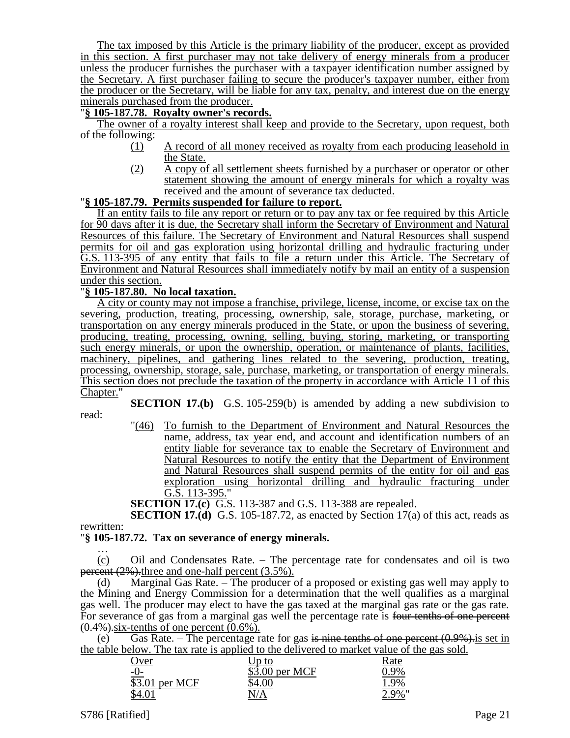The tax imposed by this Article is the primary liability of the producer, except as provided in this section. A first purchaser may not take delivery of energy minerals from a producer unless the producer furnishes the purchaser with a taxpayer identification number assigned by the Secretary. A first purchaser failing to secure the producer's taxpayer number, either from the producer or the Secretary, will be liable for any tax, penalty, and interest due on the energy minerals purchased from the producer.

"**§ 105-187.78. Royalty owner's records.**

The owner of a royalty interest shall keep and provide to the Secretary, upon request, both of the following:

(1) A record of all money received as royalty from each producing leasehold in the State.

(2) A copy of all settlement sheets furnished by a purchaser or operator or other statement showing the amount of energy minerals for which a royalty was received and the amount of severance tax deducted.

"**§ 105-187.79. Permits suspended for failure to report.**

If an entity fails to file any report or return or to pay any tax or fee required by this Article for 90 days after it is due, the Secretary shall inform the Secretary of Environment and Natural Resources of this failure. The Secretary of Environment and Natural Resources shall suspend permits for oil and gas exploration using horizontal drilling and hydraulic fracturing under G.S. 113-395 of any entity that fails to file a return under this Article. The Secretary of Environment and Natural Resources shall immediately notify by mail an entity of a suspension under this section.

"**§ 105-187.80. No local taxation.**

A city or county may not impose a franchise, privilege, license, income, or excise tax on the severing, production, treating, processing, ownership, sale, storage, purchase, marketing, or transportation on any energy minerals produced in the State, or upon the business of severing, producing, treating, processing, owning, selling, buying, storing, marketing, or transporting such energy minerals, or upon the ownership, operation, or maintenance of plants, facilities, machinery, pipelines, and gathering lines related to the severing, production, treating, processing, ownership, storage, sale, purchase, marketing, or transportation of energy minerals. This section does not preclude the taxation of the property in accordance with Article 11 of this Chapter."

**SECTION 17.(b)** G.S. 105-259(b) is amended by adding a new subdivision to read:

"(46) To furnish to the Department of Environment and Natural Resources the name, address, tax year end, and account and identification numbers of an entity liable for severance tax to enable the Secretary of Environment and Natural Resources to notify the entity that the Department of Environment and Natural Resources shall suspend permits of the entity for oil and gas exploration using horizontal drilling and hydraulic fracturing under G.S. 113-395."

**SECTION 17.(c)** G.S. 113-387 and G.S. 113-388 are repealed.

**SECTION 17.(d)** G.S. 105-187.72, as enacted by Section 17(a) of this act, reads as rewritten:

"**§ 105-187.72. Tax on severance of energy minerals.**

…

(c) Oil and Condensates Rate. – The percentage rate for condensates and oil is ~~two percent (2%).~~three and one-half percent (3.5%).

(d) Marginal Gas Rate. – The producer of a proposed or existing gas well may apply to the Mining and Energy Commission for a determination that the well qualifies as a marginal gas well. The producer may elect to have the gas taxed at the marginal gas rate or the gas rate. For severance of gas from a marginal gas well the percentage rate is ~~four-tenths of one percent (0.4%).~~six-tenths of one percent (0.6%).

(e) Gas Rate. – The percentage rate for gas ~~is nine tenths of one percent (0.9%).~~is set in the table below. The tax rate is applied to the delivered to market value of the gas sold.

| Over | Up to | Rate |
|---|---|---|
| -0- | $3.00 per MCF | 0.9% |
| $3.01 per MCF | $4.00 | 1.9% |
| $4.01 | N/A | 2.9%" |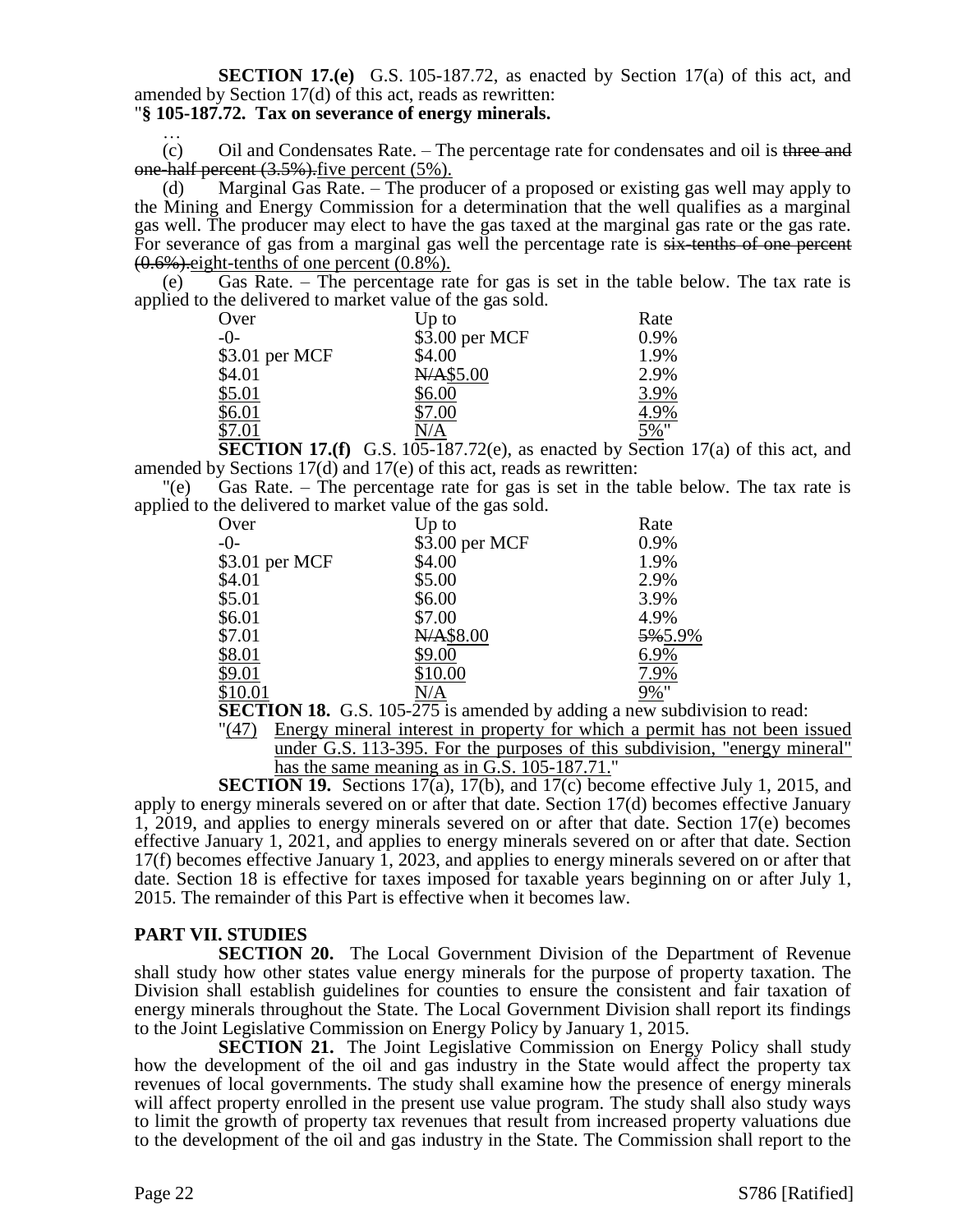**SECTION 17.(e)** G.S. 105-187.72, as enacted by Section 17(a) of this act, and amended by Section 17(d) of this act, reads as rewritten:

"**§ 105-187.72. Tax on severance of energy minerals.**

…

(c) Oil and Condensates Rate. – The percentage rate for condensates and oil is ~~three and one-half percent (3.5%).~~five percent (5%).

(d) Marginal Gas Rate. – The producer of a proposed or existing gas well may apply to the Mining and Energy Commission for a determination that the well qualifies as a marginal gas well. The producer may elect to have the gas taxed at the marginal gas rate or the gas rate. For severance of gas from a marginal gas well the percentage rate is ~~six-tenths of one percent (0.6%).~~eight-tenths of one percent (0.8%).

(e) Gas Rate. – The percentage rate for gas is set in the table below. The tax rate is applied to the delivered to market value of the gas sold.

| Over | Up to | Rate |
|---|---|---|
| -0- | $3.00 per MCF | 0.9% |
| $3.01 per MCF | $4.00 | 1.9% |
| $4.01 | ~~N/A~~$5.00 | 2.9% |
| $5.01 | $6.00 | 3.9% |
| $6.01 | $7.00 | 4.9% |
| $7.01 | N/A | 5%" |

**SECTION 17.(f)** G.S. 105-187.72(e), as enacted by Section 17(a) of this act, and amended by Sections 17(d) and 17(e) of this act, reads as rewritten:

"(e) Gas Rate. – The percentage rate for gas is set in the table below. The tax rate is applied to the delivered to market value of the gas sold.

| Over | Up to | Rate |
|---|---|---|
| -0- | $3.00 per MCF | 0.9% |
| $3.01 per MCF | $4.00 | 1.9% |
| $4.01 | $5.00 | 2.9% |
| $5.01 | $6.00 | 3.9% |
| $6.01 | $7.00 | 4.9% |
| $7.01 | ~~N/A~~$8.00 | ~~5%~~5.9% |
| $8.01 | $9.00 | 6.9% |
| $9.01 | $10.00 | 7.9% |
| $10.01 | N/A | 9%" |

**SECTION 18.** G.S. 105-275 is amended by adding a new subdivision to read:

"(47) Energy mineral interest in property for which a permit has not been issued under G.S. 113-395. For the purposes of this subdivision, "energy mineral" has the same meaning as in G.S. 105-187.71."

**SECTION 19.** Sections 17(a), 17(b), and 17(c) become effective July 1, 2015, and apply to energy minerals severed on or after that date. Section 17(d) becomes effective January 1, 2019, and applies to energy minerals severed on or after that date. Section 17(e) becomes effective January 1, 2021, and applies to energy minerals severed on or after that date. Section 17(f) becomes effective January 1, 2023, and applies to energy minerals severed on or after that date. Section 18 is effective for taxes imposed for taxable years beginning on or after July 1, 2015. The remainder of this Part is effective when it becomes law.

## PART VII. STUDIES

**SECTION 20.** The Local Government Division of the Department of Revenue shall study how other states value energy minerals for the purpose of property taxation. The Division shall establish guidelines for counties to ensure the consistent and fair taxation of energy minerals throughout the State. The Local Government Division shall report its findings to the Joint Legislative Commission on Energy Policy by January 1, 2015.

**SECTION 21.** The Joint Legislative Commission on Energy Policy shall study how the development of the oil and gas industry in the State would affect the property tax revenues of local governments. The study shall examine how the presence of energy minerals will affect property enrolled in the present use value program. The study shall also study ways to limit the growth of property tax revenues that result from increased property valuations due to the development of the oil and gas industry in the State. The Commission shall report to the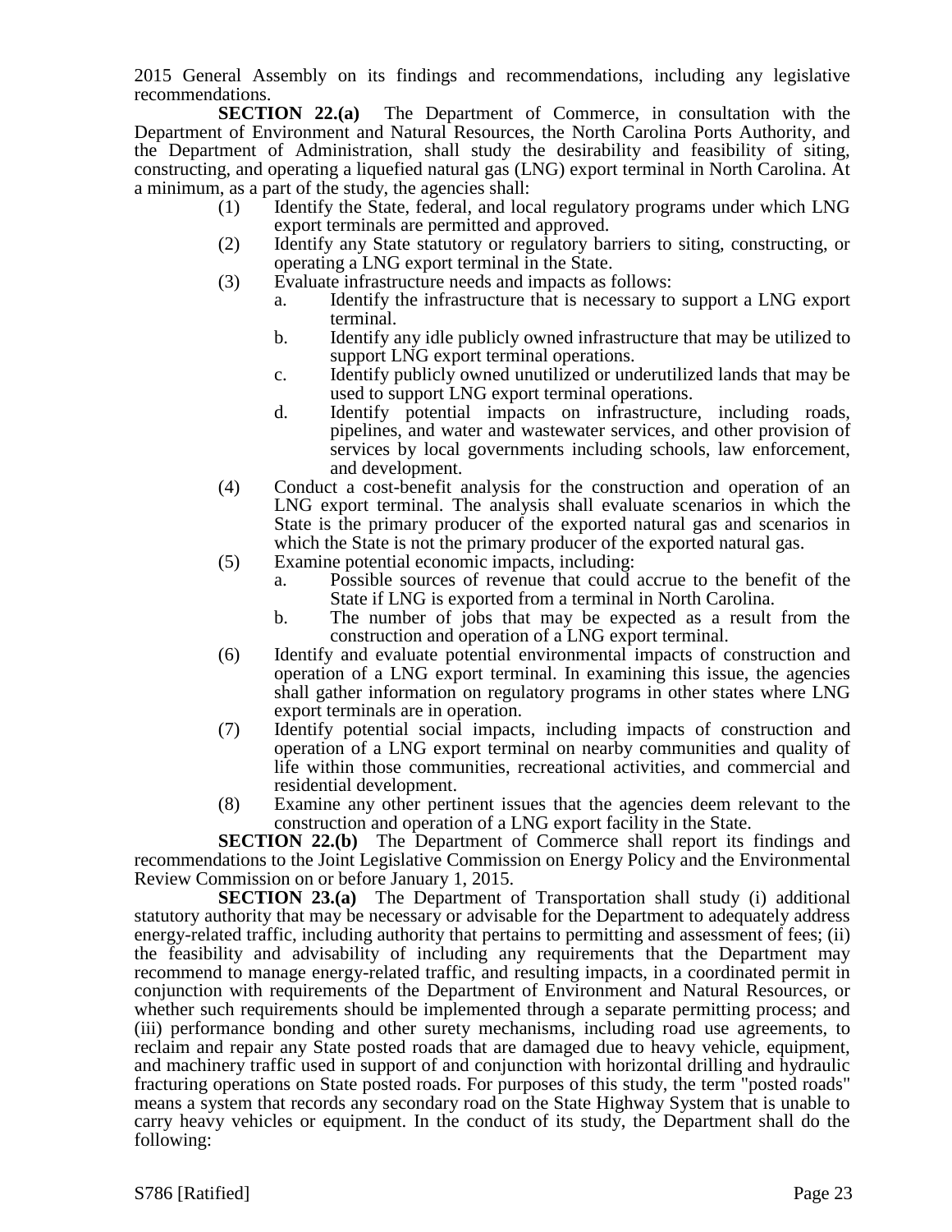2015 General Assembly on its findings and recommendations, including any legislative recommendations.

**SECTION 22.(a)** The Department of Commerce, in consultation with the Department of Environment and Natural Resources, the North Carolina Ports Authority, and the Department of Administration, shall study the desirability and feasibility of siting, constructing, and operating a liquefied natural gas (LNG) export terminal in North Carolina. At a minimum, as a part of the study, the agencies shall:

- (1) Identify the State, federal, and local regulatory programs under which LNG export terminals are permitted and approved.
- (2) Identify any State statutory or regulatory barriers to siting, constructing, or operating a LNG export terminal in the State.
- (3) Evaluate infrastructure needs and impacts as follows:
  - a. Identify the infrastructure that is necessary to support a LNG export terminal.
  - b. Identify any idle publicly owned infrastructure that may be utilized to support LNG export terminal operations.
  - c. Identify publicly owned unutilized or underutilized lands that may be used to support LNG export terminal operations.
  - d. Identify potential impacts on infrastructure, including roads, pipelines, and water and wastewater services, and other provision of services by local governments including schools, law enforcement, and development.
- (4) Conduct a cost-benefit analysis for the construction and operation of an LNG export terminal. The analysis shall evaluate scenarios in which the State is the primary producer of the exported natural gas and scenarios in which the State is not the primary producer of the exported natural gas.
- (5) Examine potential economic impacts, including:
  - a. Possible sources of revenue that could accrue to the benefit of the State if LNG is exported from a terminal in North Carolina.
  - b. The number of jobs that may be expected as a result from the construction and operation of a LNG export terminal.
- (6) Identify and evaluate potential environmental impacts of construction and operation of a LNG export terminal. In examining this issue, the agencies shall gather information on regulatory programs in other states where LNG export terminals are in operation.
- (7) Identify potential social impacts, including impacts of construction and operation of a LNG export terminal on nearby communities and quality of life within those communities, recreational activities, and commercial and residential development.
- (8) Examine any other pertinent issues that the agencies deem relevant to the construction and operation of a LNG export facility in the State.

**SECTION 22.(b)** The Department of Commerce shall report its findings and recommendations to the Joint Legislative Commission on Energy Policy and the Environmental Review Commission on or before January 1, 2015.

**SECTION 23.(a)** The Department of Transportation shall study (i) additional statutory authority that may be necessary or advisable for the Department to adequately address energy-related traffic, including authority that pertains to permitting and assessment of fees; (ii) the feasibility and advisability of including any requirements that the Department may recommend to manage energy-related traffic, and resulting impacts, in a coordinated permit in conjunction with requirements of the Department of Environment and Natural Resources, or whether such requirements should be implemented through a separate permitting process; and (iii) performance bonding and other surety mechanisms, including road use agreements, to reclaim and repair any State posted roads that are damaged due to heavy vehicle, equipment, and machinery traffic used in support of and conjunction with horizontal drilling and hydraulic fracturing operations on State posted roads. For purposes of this study, the term "posted roads" means a system that records any secondary road on the State Highway System that is unable to carry heavy vehicles or equipment. In the conduct of its study, the Department shall do the following: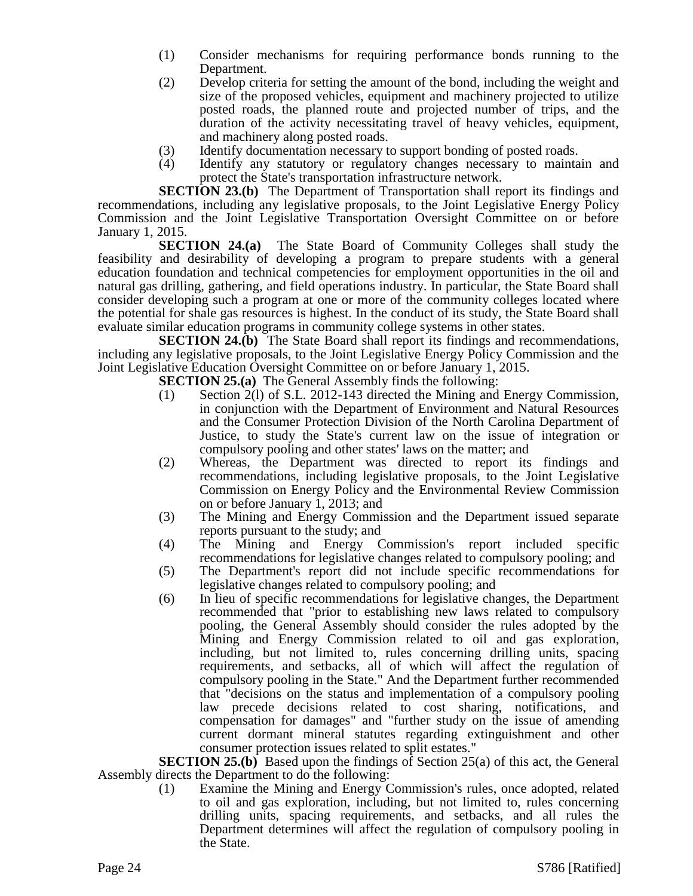(1) Consider mechanisms for requiring performance bonds running to the Department.

(2) Develop criteria for setting the amount of the bond, including the weight and size of the proposed vehicles, equipment and machinery projected to utilize posted roads, the planned route and projected number of trips, and the duration of the activity necessitating travel of heavy vehicles, equipment, and machinery along posted roads.

(3) Identify documentation necessary to support bonding of posted roads.

(4) Identify any statutory or regulatory changes necessary to maintain and protect the State's transportation infrastructure network.

**SECTION 23.(b)** The Department of Transportation shall report its findings and recommendations, including any legislative proposals, to the Joint Legislative Energy Policy Commission and the Joint Legislative Transportation Oversight Committee on or before January 1, 2015.

**SECTION 24.(a)** The State Board of Community Colleges shall study the feasibility and desirability of developing a program to prepare students with a general education foundation and technical competencies for employment opportunities in the oil and natural gas drilling, gathering, and field operations industry. In particular, the State Board shall consider developing such a program at one or more of the community colleges located where the potential for shale gas resources is highest. In the conduct of its study, the State Board shall evaluate similar education programs in community college systems in other states.

**SECTION 24.(b)** The State Board shall report its findings and recommendations, including any legislative proposals, to the Joint Legislative Energy Policy Commission and the Joint Legislative Education Oversight Committee on or before January 1, 2015.

**SECTION 25.(a)** The General Assembly finds the following:

(1) Section 2(l) of S.L. 2012-143 directed the Mining and Energy Commission, in conjunction with the Department of Environment and Natural Resources and the Consumer Protection Division of the North Carolina Department of Justice, to study the State's current law on the issue of integration or compulsory pooling and other states' laws on the matter; and

(2) Whereas, the Department was directed to report its findings and recommendations, including legislative proposals, to the Joint Legislative Commission on Energy Policy and the Environmental Review Commission on or before January 1, 2013; and

(3) The Mining and Energy Commission and the Department issued separate reports pursuant to the study; and

(4) The Mining and Energy Commission's report included specific recommendations for legislative changes related to compulsory pooling; and

(5) The Department's report did not include specific recommendations for legislative changes related to compulsory pooling; and

(6) In lieu of specific recommendations for legislative changes, the Department recommended that "prior to establishing new laws related to compulsory pooling, the General Assembly should consider the rules adopted by the Mining and Energy Commission related to oil and gas exploration, including, but not limited to, rules concerning drilling units, spacing requirements, and setbacks, all of which will affect the regulation of compulsory pooling in the State." And the Department further recommended that "decisions on the status and implementation of a compulsory pooling law precede decisions related to cost sharing, notifications, and compensation for damages" and "further study on the issue of amending current dormant mineral statutes regarding extinguishment and other consumer protection issues related to split estates."

**SECTION 25.(b)** Based upon the findings of Section 25(a) of this act, the General Assembly directs the Department to do the following:

(1) Examine the Mining and Energy Commission's rules, once adopted, related to oil and gas exploration, including, but not limited to, rules concerning drilling units, spacing requirements, and setbacks, and all rules the Department determines will affect the regulation of compulsory pooling in the State.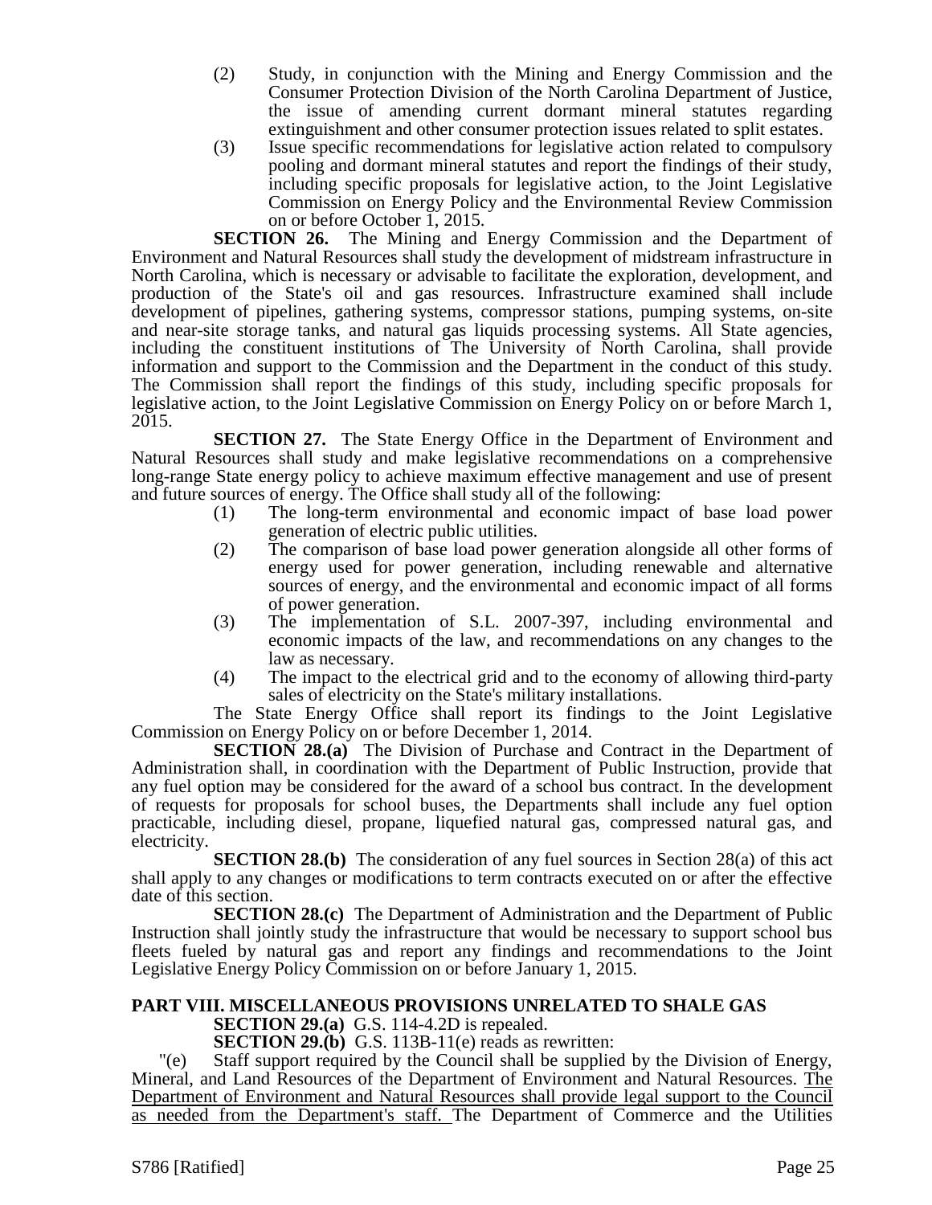(2) Study, in conjunction with the Mining and Energy Commission and the Consumer Protection Division of the North Carolina Department of Justice, the issue of amending current dormant mineral statutes regarding extinguishment and other consumer protection issues related to split estates.

(3) Issue specific recommendations for legislative action related to compulsory pooling and dormant mineral statutes and report the findings of their study, including specific proposals for legislative action, to the Joint Legislative Commission on Energy Policy and the Environmental Review Commission on or before October 1, 2015.

**SECTION 26.** The Mining and Energy Commission and the Department of Environment and Natural Resources shall study the development of midstream infrastructure in North Carolina, which is necessary or advisable to facilitate the exploration, development, and production of the State's oil and gas resources. Infrastructure examined shall include development of pipelines, gathering systems, compressor stations, pumping systems, on-site and near-site storage tanks, and natural gas liquids processing systems. All State agencies, including the constituent institutions of The University of North Carolina, shall provide information and support to the Commission and the Department in the conduct of this study. The Commission shall report the findings of this study, including specific proposals for legislative action, to the Joint Legislative Commission on Energy Policy on or before March 1, 2015.

**SECTION 27.** The State Energy Office in the Department of Environment and Natural Resources shall study and make legislative recommendations on a comprehensive long-range State energy policy to achieve maximum effective management and use of present and future sources of energy. The Office shall study all of the following:

(1) The long-term environmental and economic impact of base load power generation of electric public utilities.

(2) The comparison of base load power generation alongside all other forms of energy used for power generation, including renewable and alternative sources of energy, and the environmental and economic impact of all forms of power generation.

(3) The implementation of S.L. 2007-397, including environmental and economic impacts of the law, and recommendations on any changes to the law as necessary.

(4) The impact to the electrical grid and to the economy of allowing third-party sales of electricity on the State's military installations.

The State Energy Office shall report its findings to the Joint Legislative Commission on Energy Policy on or before December 1, 2014.

**SECTION 28.(a)** The Division of Purchase and Contract in the Department of Administration shall, in coordination with the Department of Public Instruction, provide that any fuel option may be considered for the award of a school bus contract. In the development of requests for proposals for school buses, the Departments shall include any fuel option practicable, including diesel, propane, liquefied natural gas, compressed natural gas, and electricity.

**SECTION 28.(b)** The consideration of any fuel sources in Section 28(a) of this act shall apply to any changes or modifications to term contracts executed on or after the effective date of this section.

**SECTION 28.(c)** The Department of Administration and the Department of Public Instruction shall jointly study the infrastructure that would be necessary to support school bus fleets fueled by natural gas and report any findings and recommendations to the Joint Legislative Energy Policy Commission on or before January 1, 2015.

**PART VIII. MISCELLANEOUS PROVISIONS UNRELATED TO SHALE GAS**

**SECTION 29.(a)** G.S. 114-4.2D is repealed.

**SECTION 29.(b)** G.S. 113B-11(e) reads as rewritten:

"(e) Staff support required by the Council shall be supplied by the Division of Energy, Mineral, and Land Resources of the Department of Environment and Natural Resources. <u>The Department of Environment and Natural Resources shall provide legal support to the Council as needed from the Department's staff.</u> The Department of Commerce and the Utilities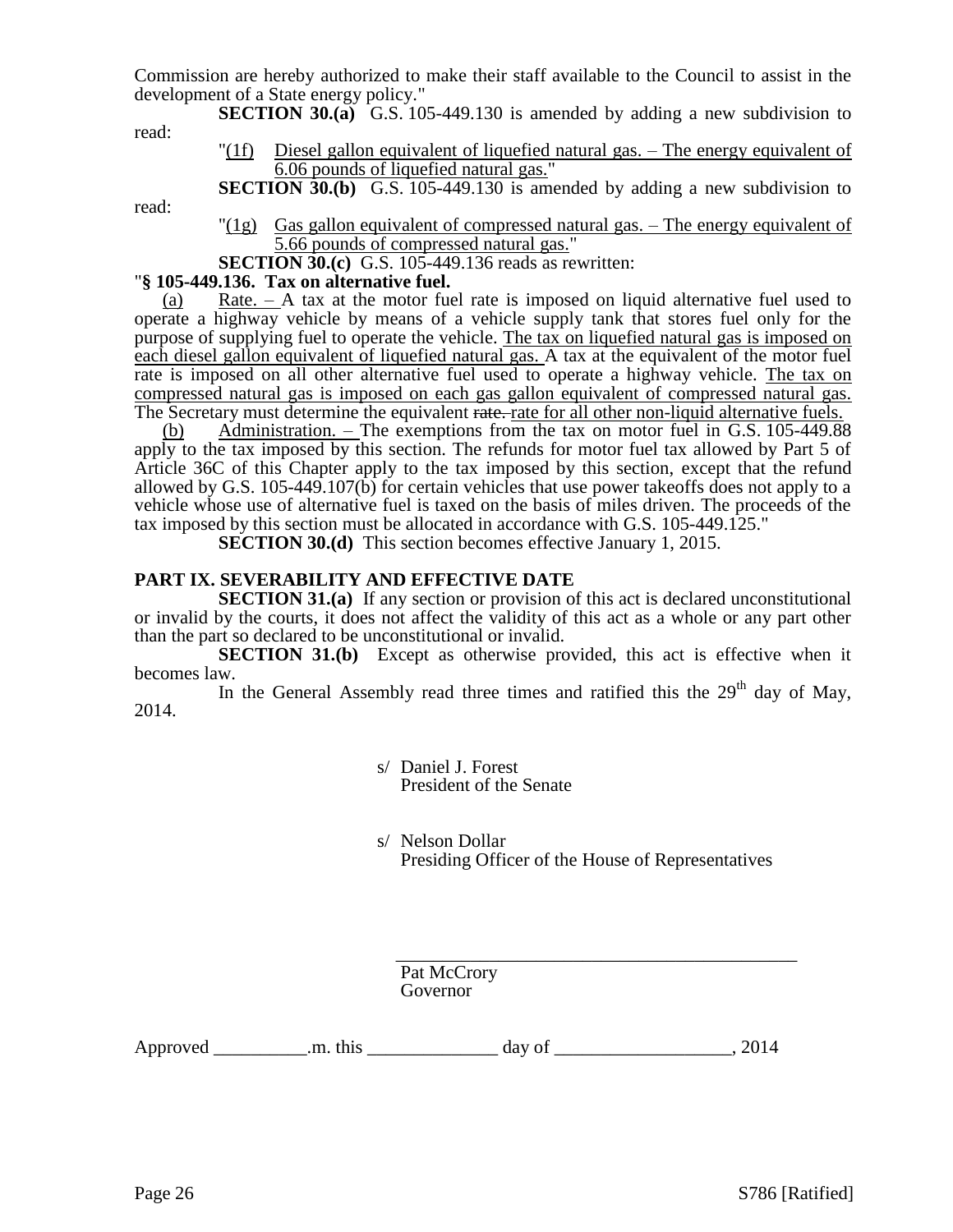Commission are hereby authorized to make their staff available to the Council to assist in the development of a State energy policy."

**SECTION 30.(a)** G.S. 105-449.130 is amended by adding a new subdivision to read:

"(1f) Diesel gallon equivalent of liquefied natural gas. – The energy equivalent of 6.06 pounds of liquefied natural gas."

**SECTION 30.(b)** G.S. 105-449.130 is amended by adding a new subdivision to read:

"(1g) Gas gallon equivalent of compressed natural gas. – The energy equivalent of 5.66 pounds of compressed natural gas."

**SECTION 30.(c)** G.S. 105-449.136 reads as rewritten:

"**§ 105-449.136. Tax on alternative fuel.**

(a) Rate. – A tax at the motor fuel rate is imposed on liquid alternative fuel used to operate a highway vehicle by means of a vehicle supply tank that stores fuel only for the purpose of supplying fuel to operate the vehicle. The tax on liquefied natural gas is imposed on each diesel gallon equivalent of liquefied natural gas. A tax at the equivalent of the motor fuel rate is imposed on all other alternative fuel used to operate a highway vehicle. The tax on compressed natural gas is imposed on each gas gallon equivalent of compressed natural gas. The Secretary must determine the equivalent ~~rate.~~ rate for all other non-liquid alternative fuels.

(b) Administration. – The exemptions from the tax on motor fuel in G.S. 105-449.88 apply to the tax imposed by this section. The refunds for motor fuel tax allowed by Part 5 of Article 36C of this Chapter apply to the tax imposed by this section, except that the refund allowed by G.S. 105-449.107(b) for certain vehicles that use power takeoffs does not apply to a vehicle whose use of alternative fuel is taxed on the basis of miles driven. The proceeds of the tax imposed by this section must be allocated in accordance with G.S. 105-449.125."

**SECTION 30.(d)** This section becomes effective January 1, 2015.

## PART IX. SEVERABILITY AND EFFECTIVE DATE

**SECTION 31.(a)** If any section or provision of this act is declared unconstitutional or invalid by the courts, it does not affect the validity of this act as a whole or any part other than the part so declared to be unconstitutional or invalid.

**SECTION 31.(b)** Except as otherwise provided, this act is effective when it becomes law.

In the General Assembly read three times and ratified this the 29th day of May, 2014.

s/ Daniel J. Forest
President of the Senate

s/ Nelson Dollar
Presiding Officer of the House of Representatives

\_\_\_\_\_\_\_\_\_\_\_\_\_\_\_\_\_\_\_\_\_\_\_\_\_\_\_\_\_\_\_\_\_\_\_\_\_\_\_\_\_\_\_\_
Pat McCrory
Governor

Approved __________.m. this ______________ day of ___________________, 2014